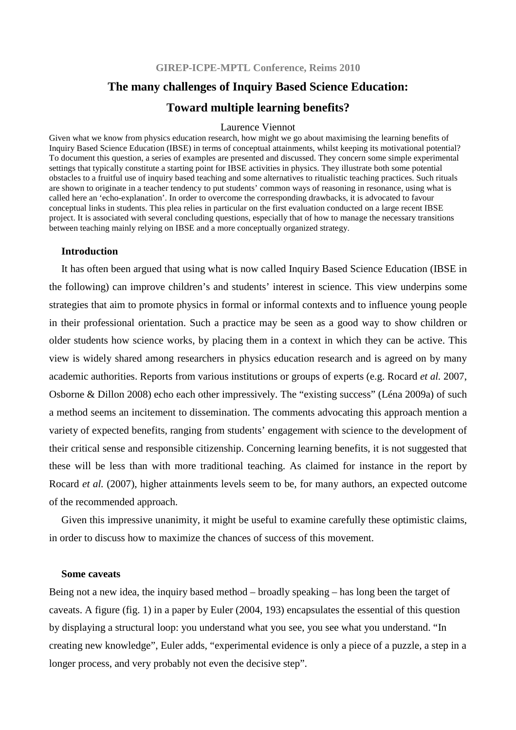GIREP-ICPE-MPTL Conference, Reims 2010

# The many challenges of Inquiry Based Science Education: Toward multiple learning benefits?

Laurence Viennot

Given what we know from physics education research, how might we go about maximising the learning benefits of Inquiry Based Science Education (IBSE) in terms of conceptual attainments, whilst keeping its motivational potential? To document this question, a series of examples are presented and discussed. They concern some simple experimental settings that typically constitute a starting point for IBSE activities in physics. They illustrate both some potential obstacles to a fruitful use of inquiry based teaching and some alternatives to ritualistic teaching practices. Such rituals are shown to originate in a teacher tendency to put students' common ways of reasoning in resonance, using what is called here an 'echo-explanation'. In order to overcome the corresponding drawbacks, it is advocated to favour conceptual links in students. This plea relies in particular on the first evaluation conducted on a large recent IBSE project. It is associated with several concluding questions, especially that of how to manage the necessary transitions between teaching mainly relying on IBSE and a more conceptually organized strategy.

## Introduction

It has often been argued that using what is now called Inquiry Based Science Education (IBSE in the following) can improve children's and students' interest in science. This view underpins some strategies that aim to promote physics in formal or informal contexts and to influence young people in their professional orientation. Such a practice may be seen as a good way to show children or older students how science works, by placing them in a context in which they can be active. This view is widely shared among researchers in physics education research and is agreed on by many academic authorities. Reports from various institutions or groups of experts (e.g. Rocard *et al.* 2007, Osborne & Dillon 2008) echo each other impressively. The "existing success" (Léna 2009a) of such a method seems an incitement to dissemination. The comments advocating this approach mention a variety of expected benefits, ranging from students' engagement with science to the development of their critical sense and responsible citizenship. Concerning learning benefits, it is not suggested that these will be less than with more traditional teaching. As claimed for instance in the report by Rocard *et al.* (2007), higher attainments levels seem to be, for many authors, an expected outcome of the recommended approach.

Given this impressive unanimity, it might be useful to examine carefully these optimistic claims, in order to discuss how to maximize the chances of success of this movement.

## Some caveats

Being not a new idea, the inquiry based method – broadly speaking – has long been the target of caveats. A figure (fig. 1) in a paper by Euler (2004, 193) encapsulates the essential of this question by displaying a structural loop: you understand what you see, you see what you understand. "In creating new knowledge", Euler adds, "experimental evidence is only a piece of a puzzle, a step in a longer process, and very probably not even the decisive step".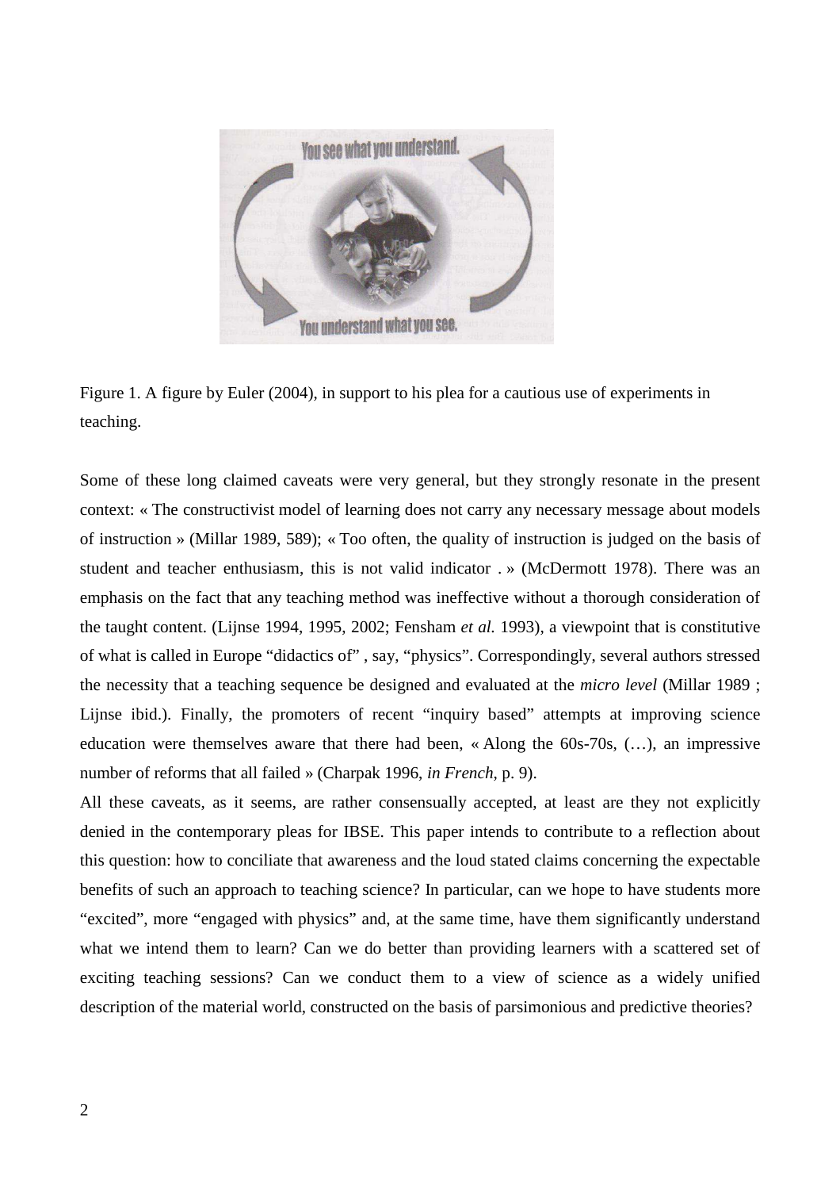Figure 1. A figure by Euler (2004), in support to his plea for a cautious use of experiments in teaching.

Some of these long claimed caveats were very general, but they strongly resonate in the present context: « The constructivist model of learning does not carry any necessary message about models of instruction » (Millar 1989, 589); « Too often, the quality of instruction is judged on the basis of student and teacher enthusiasm, this is not valid indicator . » (McDermott 1978). There was an emphasis on the fact that any teaching method was ineffective without a thorough consideration of the taught content. (Lijnse 1994, 1995, 2002; Fensham *et al.* 1993), a viewpoint that is constitutive of what is called in Europe "didactics of" , say, "physics". Correspondingly, several authors stressed the necessity that a teaching sequence be designed and evaluated at the *micro level* (Millar 1989 ; Lijnse ibid.). Finally, the promoters of recent "inquiry based" attempts at improving science education were themselves aware that there had been, « Along the 60s-70s, (…), an impressive number of reforms that all failed » (Charpak 1996, *in French*, p. 9).

All these caveats, as it seems, are rather consensually accepted, at least are they not explicitly denied in the contemporary pleas for IBSE. This paper intends to contribute to a reflection about this question: how to conciliate that awareness and the loud stated claims concerning the expectable benefits of such an approach to teaching science? In particular, can we hope to have students more "excited", more "engaged with physics" and, at the same time, have them significantly understand what we intend them to learn? Can we do better than providing learners with a scattered set of exciting teaching sessions? Can we conduct them to a view of science as a widely unified description of the material world, constructed on the basis of parsimonious and predictive theories?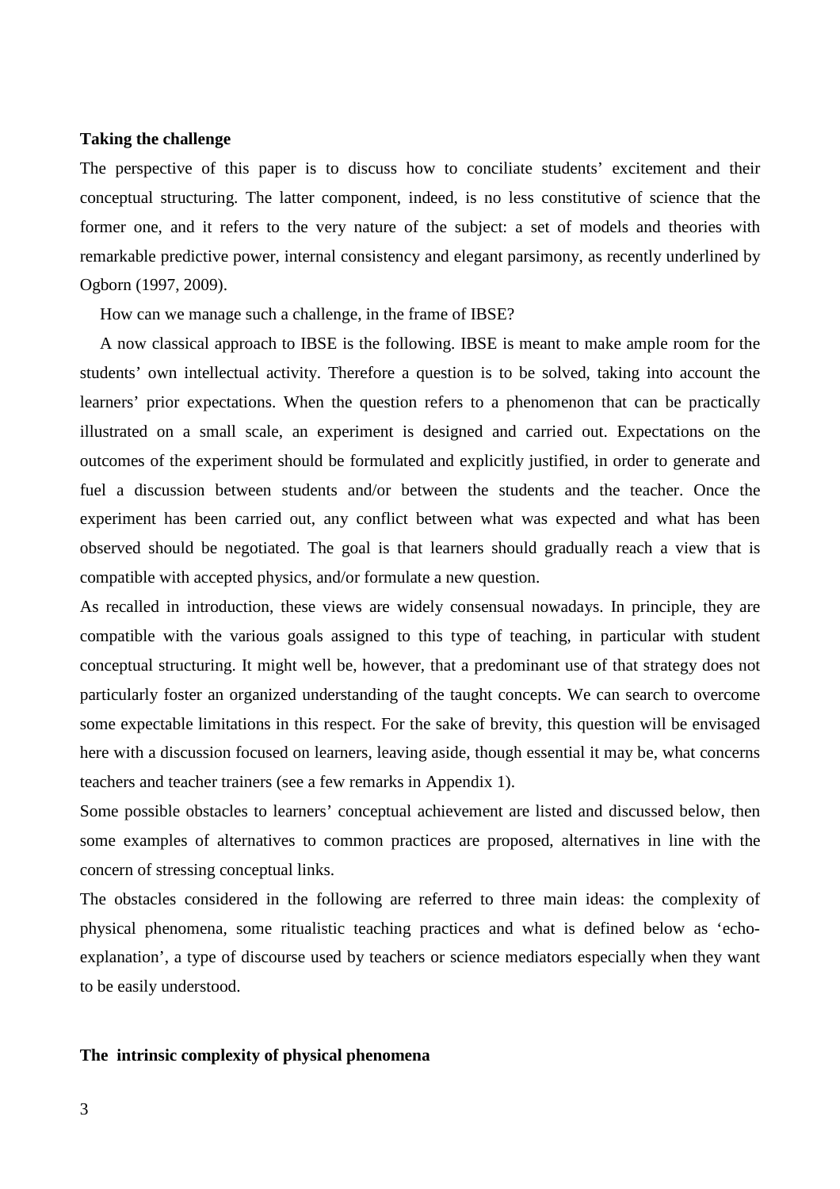**Taking the challenge**

The perspective of this paper is to discuss how to conciliate students' excitement and their conceptual structuring. The latter component, indeed, is no less constitutive of science that the former one, and it refers to the very nature of the subject: a set of models and theories with remarkable predictive power, internal consistency and elegant parsimony, as recently underlined by Ogborn (1997, 2009).

How can we manage such a challenge, in the frame of IBSE?

A now classical approach to IBSE is the following. IBSE is meant to make ample room for the students' own intellectual activity. Therefore a question is to be solved, taking into account the learners' prior expectations. When the question refers to a phenomenon that can be practically illustrated on a small scale, an experiment is designed and carried out. Expectations on the outcomes of the experiment should be formulated and explicitly justified, in order to generate and fuel a discussion between students and/or between the students and the teacher. Once the experiment has been carried out, any conflict between what was expected and what has been observed should be negotiated. The goal is that learners should gradually reach a view that is compatible with accepted physics, and/or formulate a new question.

As recalled in introduction, these views are widely consensual nowadays. In principle, they are compatible with the various goals assigned to this type of teaching, in particular with student conceptual structuring. It might well be, however, that a predominant use of that strategy does not particularly foster an organized understanding of the taught concepts. We can search to overcome some expectable limitations in this respect. For the sake of brevity, this question will be envisaged here with a discussion focused on learners, leaving aside, though essential it may be, what concerns teachers and teacher trainers (see a few remarks in Appendix 1).

Some possible obstacles to learners' conceptual achievement are listed and discussed below, then some examples of alternatives to common practices are proposed, alternatives in line with the concern of stressing conceptual links.

The obstacles considered in the following are referred to three main ideas: the complexity of physical phenomena, some ritualistic teaching practices and what is defined below as 'echo-explanation', a type of discourse used by teachers or science mediators especially when they want to be easily understood.

**The intrinsic complexity of physical phenomena**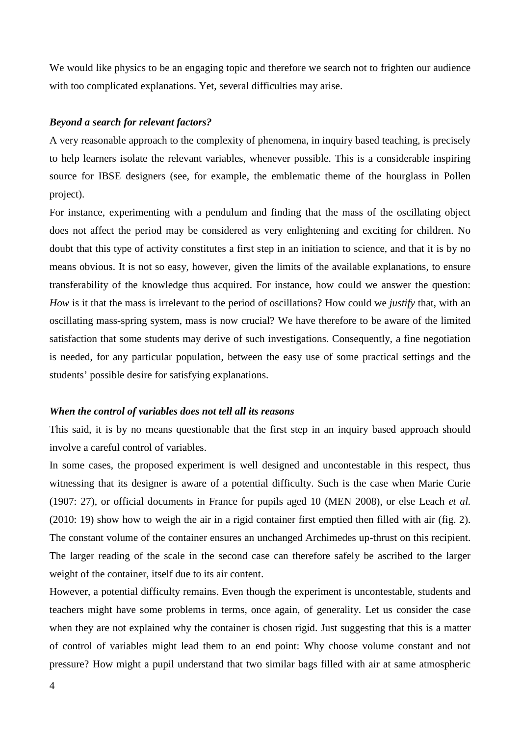We would like physics to be an engaging topic and therefore we search not to frighten our audience with too complicated explanations. Yet, several difficulties may arise.

### *Beyond a search for relevant factors?*

A very reasonable approach to the complexity of phenomena, in inquiry based teaching, is precisely to help learners isolate the relevant variables, whenever possible. This is a considerable inspiring source for IBSE designers (see, for example, the emblematic theme of the hourglass in Pollen project).

For instance, experimenting with a pendulum and finding that the mass of the oscillating object does not affect the period may be considered as very enlightening and exciting for children. No doubt that this type of activity constitutes a first step in an initiation to science, and that it is by no means obvious. It is not so easy, however, given the limits of the available explanations, to ensure transferability of the knowledge thus acquired. For instance, how could we answer the question: *How* is it that the mass is irrelevant to the period of oscillations? How could we *justify* that, with an oscillating mass-spring system, mass is now crucial? We have therefore to be aware of the limited satisfaction that some students may derive of such investigations. Consequently, a fine negotiation is needed, for any particular population, between the easy use of some practical settings and the students' possible desire for satisfying explanations.

### *When the control of variables does not tell all its reasons*

This said, it is by no means questionable that the first step in an inquiry based approach should involve a careful control of variables.

In some cases, the proposed experiment is well designed and uncontestable in this respect, thus witnessing that its designer is aware of a potential difficulty. Such is the case when Marie Curie (1907: 27), or official documents in France for pupils aged 10 (MEN 2008), or else Leach *et al.* (2010: 19) show how to weigh the air in a rigid container first emptied then filled with air (fig. 2). The constant volume of the container ensures an unchanged Archimedes up-thrust on this recipient. The larger reading of the scale in the second case can therefore safely be ascribed to the larger weight of the container, itself due to its air content.

However, a potential difficulty remains. Even though the experiment is uncontestable, students and teachers might have some problems in terms, once again, of generality. Let us consider the case when they are not explained why the container is chosen rigid. Just suggesting that this is a matter of control of variables might lead them to an end point: Why choose volume constant and not pressure? How might a pupil understand that two similar bags filled with air at same atmospheric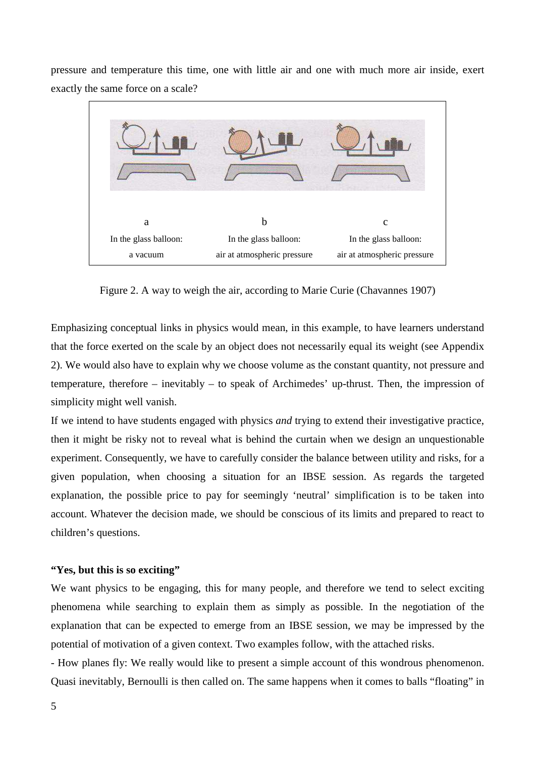pressure and temperature this time, one with little air and one with much more air inside, exert exactly the same force on a scale?

| a | b | c |
|---|---|---|
| In the glass balloon: a vacuum | In the glass balloon: air at atmospheric pressure | In the glass balloon: air at atmospheric pressure |

Figure 2. A way to weigh the air, according to Marie Curie (Chavannes 1907)

Emphasizing conceptual links in physics would mean, in this example, to have learners understand that the force exerted on the scale by an object does not necessarily equal its weight (see Appendix 2). We would also have to explain why we choose volume as the constant quantity, not pressure and temperature, therefore – inevitably – to speak of Archimedes' up-thrust. Then, the impression of simplicity might well vanish.

If we intend to have students engaged with physics *and* trying to extend their investigative practice, then it might be risky not to reveal what is behind the curtain when we design an unquestionable experiment. Consequently, we have to carefully consider the balance between utility and risks, for a given population, when choosing a situation for an IBSE session. As regards the targeted explanation, the possible price to pay for seemingly 'neutral' simplification is to be taken into account. Whatever the decision made, we should be conscious of its limits and prepared to react to children's questions.

**"Yes, but this is so exciting"**

We want physics to be engaging, this for many people, and therefore we tend to select exciting phenomena while searching to explain them as simply as possible. In the negotiation of the explanation that can be expected to emerge from an IBSE session, we may be impressed by the potential of motivation of a given context. Two examples follow, with the attached risks.

- How planes fly: We really would like to present a simple account of this wondrous phenomenon. Quasi inevitably, Bernoulli is then called on. The same happens when it comes to balls "floating" in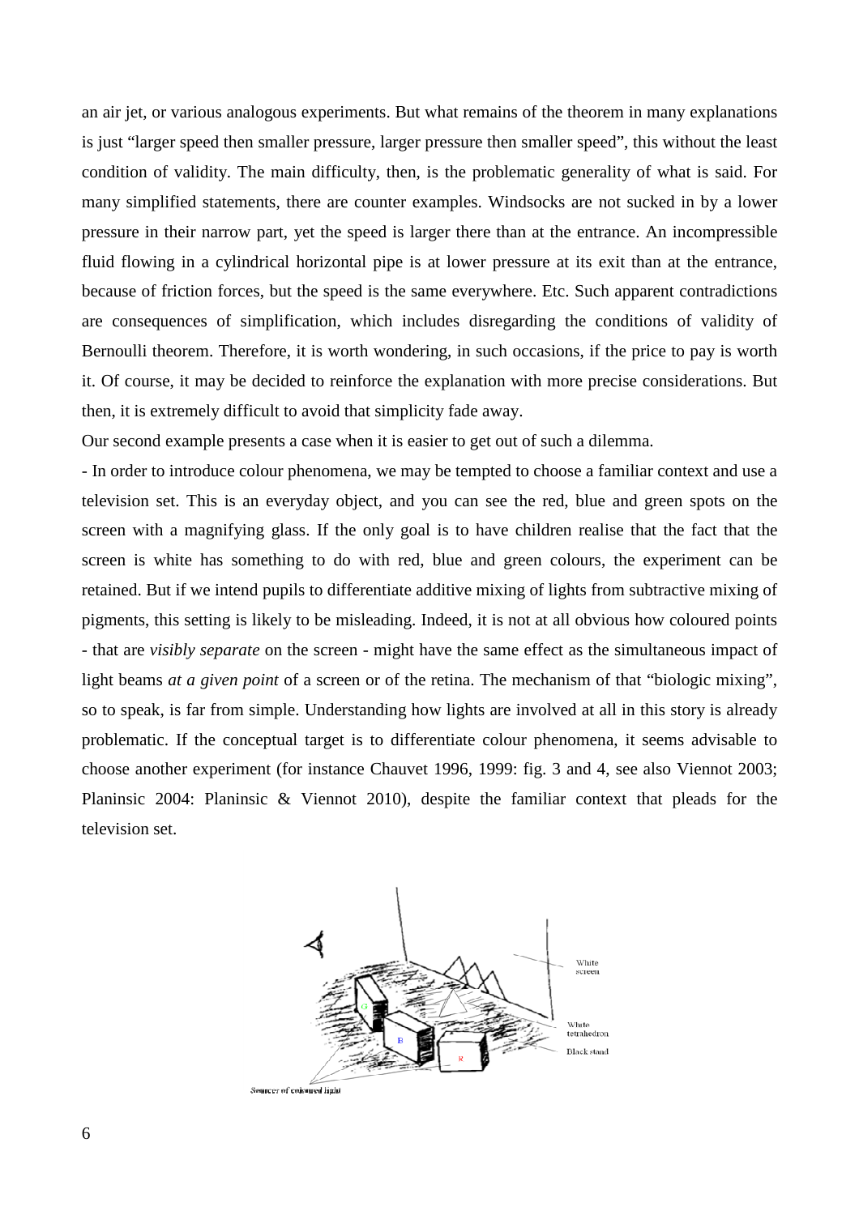an air jet, or various analogous experiments. But what remains of the theorem in many explanations is just "larger speed then smaller pressure, larger pressure then smaller speed", this without the least condition of validity. The main difficulty, then, is the problematic generality of what is said. For many simplified statements, there are counter examples. Windsocks are not sucked in by a lower pressure in their narrow part, yet the speed is larger there than at the entrance. An incompressible fluid flowing in a cylindrical horizontal pipe is at lower pressure at its exit than at the entrance, because of friction forces, but the speed is the same everywhere. Etc. Such apparent contradictions are consequences of simplification, which includes disregarding the conditions of validity of Bernoulli theorem. Therefore, it is worth wondering, in such occasions, if the price to pay is worth it. Of course, it may be decided to reinforce the explanation with more precise considerations. But then, it is extremely difficult to avoid that simplicity fade away.

Our second example presents a case when it is easier to get out of such a dilemma.

- In order to introduce colour phenomena, we may be tempted to choose a familiar context and use a television set. This is an everyday object, and you can see the red, blue and green spots on the screen with a magnifying glass. If the only goal is to have children realise that the fact that the screen is white has something to do with red, blue and green colours, the experiment can be retained. But if we intend pupils to differentiate additive mixing of lights from subtractive mixing of pigments, this setting is likely to be misleading. Indeed, it is not at all obvious how coloured points - that are *visibly separate* on the screen - might have the same effect as the simultaneous impact of light beams *at a given point* of a screen or of the retina. The mechanism of that "biologic mixing", so to speak, is far from simple. Understanding how lights are involved at all in this story is already problematic. If the conceptual target is to differentiate colour phenomena, it seems advisable to choose another experiment (for instance Chauvet 1996, 1999: fig. 3 and 4, see also Viennot 2003; Planinsic 2004: Planinsic & Viennot 2010), despite the familiar context that pleads for the television set.

White screen

White tetrahedron

Black stand

Sources of coloured light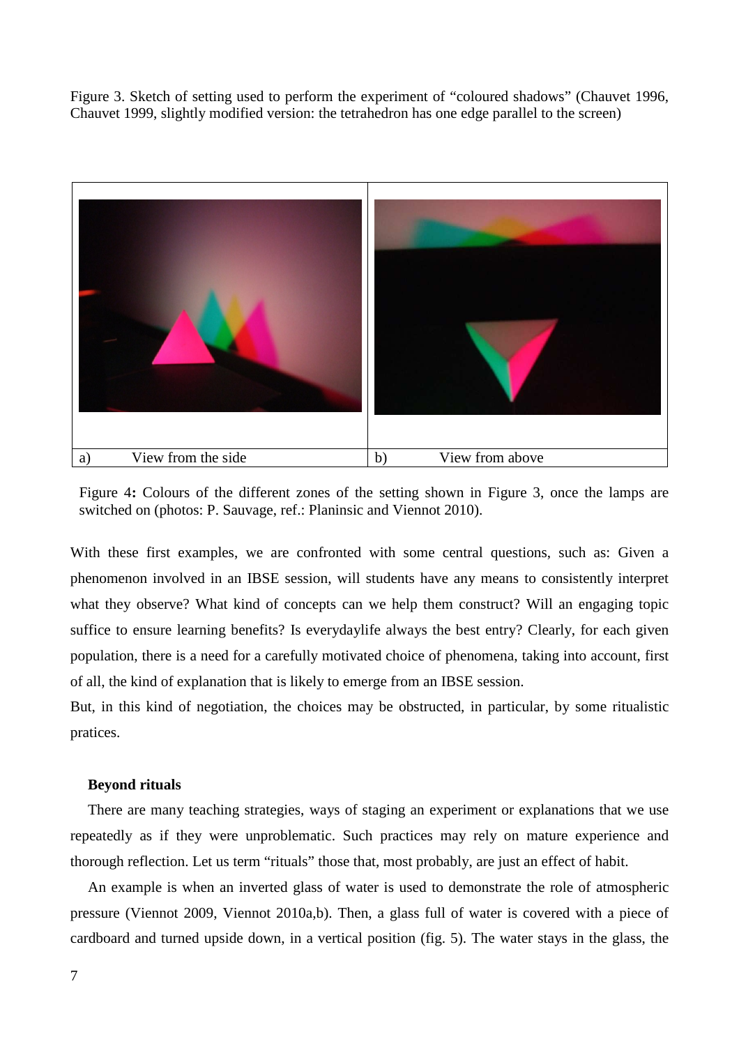Figure 3. Sketch of setting used to perform the experiment of "coloured shadows" (Chauvet 1996, Chauvet 1999, slightly modified version: the tetrahedron has one edge parallel to the screen)

| a) View from the side | b) View from above |
| --- | --- |

Figure 4**:** Colours of the different zones of the setting shown in Figure 3, once the lamps are switched on (photos: P. Sauvage, ref.: Planinsic and Viennot 2010).

With these first examples, we are confronted with some central questions, such as: Given a phenomenon involved in an IBSE session, will students have any means to consistently interpret what they observe? What kind of concepts can we help them construct? Will an engaging topic suffice to ensure learning benefits? Is everydaylife always the best entry? Clearly, for each given population, there is a need for a carefully motivated choice of phenomena, taking into account, first of all, the kind of explanation that is likely to emerge from an IBSE session.

But, in this kind of negotiation, the choices may be obstructed, in particular, by some ritualistic pratices.

### Beyond rituals

There are many teaching strategies, ways of staging an experiment or explanations that we use repeatedly as if they were unproblematic. Such practices may rely on mature experience and thorough reflection. Let us term "rituals" those that, most probably, are just an effect of habit.

An example is when an inverted glass of water is used to demonstrate the role of atmospheric pressure (Viennot 2009, Viennot 2010a,b). Then, a glass full of water is covered with a piece of cardboard and turned upside down, in a vertical position (fig. 5). The water stays in the glass, the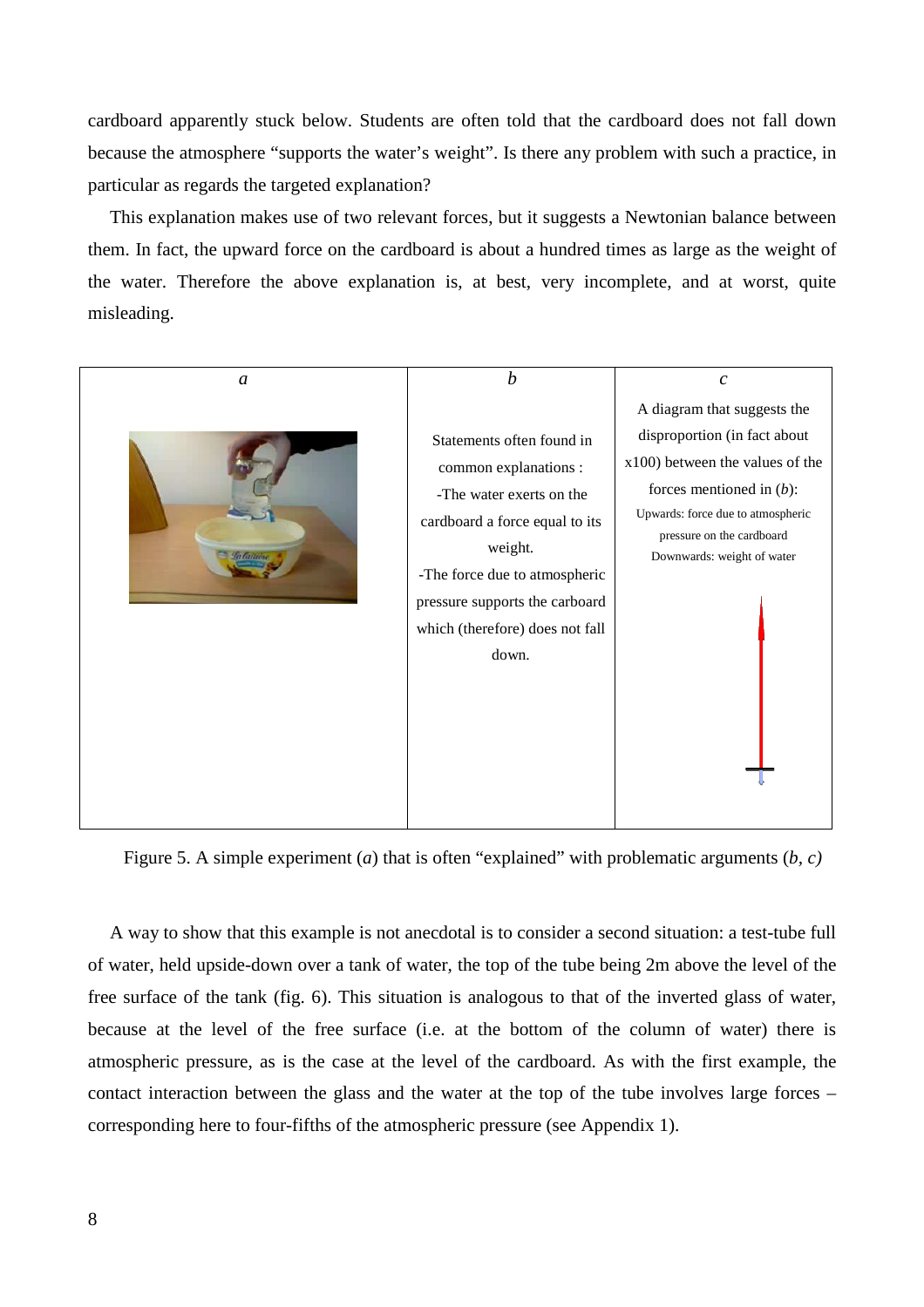cardboard apparently stuck below. Students are often told that the cardboard does not fall down because the atmosphere "supports the water's weight". Is there any problem with such a practice, in particular as regards the targeted explanation?

This explanation makes use of two relevant forces, but it suggests a Newtonian balance between them. In fact, the upward force on the cardboard is about a hundred times as large as the weight of the water. Therefore the above explanation is, at best, very incomplete, and at worst, quite misleading.

| *a* | *b* | *c* |
| --- | --- | --- |
| | Statements often found in common explanations :<br>-The water exerts on the cardboard a force equal to its weight.<br>-The force due to atmospheric pressure supports the carboard which (therefore) does not fall down. | A diagram that suggests the disproportion (in fact about x100) between the values of the forces mentioned in (*b*):<br>Upwards: force due to atmospheric pressure on the cardboard<br>Downwards: weight of water |

Figure 5. A simple experiment (*a*) that is often "explained" with problematic arguments (*b, c)*

A way to show that this example is not anecdotal is to consider a second situation: a test-tube full of water, held upside-down over a tank of water, the top of the tube being 2m above the level of the free surface of the tank (fig. 6). This situation is analogous to that of the inverted glass of water, because at the level of the free surface (i.e. at the bottom of the column of water) there is atmospheric pressure, as is the case at the level of the cardboard. As with the first example, the contact interaction between the glass and the water at the top of the tube involves large forces – corresponding here to four-fifths of the atmospheric pressure (see Appendix 1).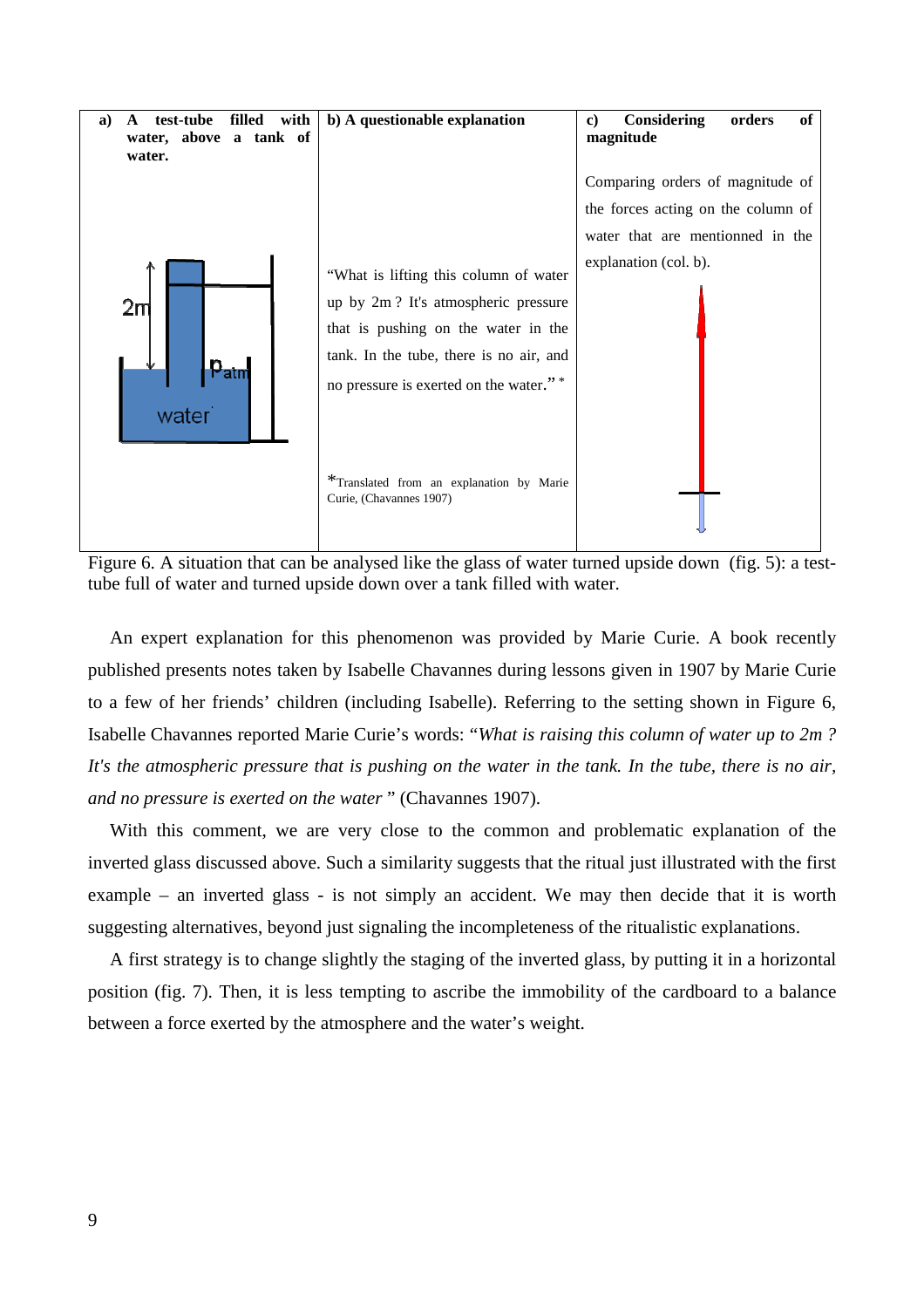| a) A test-tube filled with water, above a tank of water. | b) A questionable explanation | c) Considering orders of magnitude |
| --- | --- | --- |
| 2m<br>$p_{atm}$<br>water | "What is lifting this column of water up by 2m ? It's atmospheric pressure that is pushing on the water in the tank. In the tube, there is no air, and no pressure is exerted on the water." *<br><br>*Translated from an explanation by Marie Curie, (Chavannes 1907) | Comparing orders of magnitude of the forces acting on the column of water that are mentionned in the explanation (col. b). |

Figure 6. A situation that can be analysed like the glass of water turned upside down (fig. 5): a test-tube full of water and turned upside down over a tank filled with water.

An expert explanation for this phenomenon was provided by Marie Curie. A book recently published presents notes taken by Isabelle Chavannes during lessons given in 1907 by Marie Curie to a few of her friends' children (including Isabelle). Referring to the setting shown in Figure 6, Isabelle Chavannes reported Marie Curie's words: "*What is raising this column of water up to 2m ? It's the atmospheric pressure that is pushing on the water in the tank. In the tube, there is no air, and no pressure is exerted on the water* " (Chavannes 1907).

With this comment, we are very close to the common and problematic explanation of the inverted glass discussed above. Such a similarity suggests that the ritual just illustrated with the first example – an inverted glass - is not simply an accident. We may then decide that it is worth suggesting alternatives, beyond just signaling the incompleteness of the ritualistic explanations.

A first strategy is to change slightly the staging of the inverted glass, by putting it in a horizontal position (fig. 7). Then, it is less tempting to ascribe the immobility of the cardboard to a balance between a force exerted by the atmosphere and the water's weight.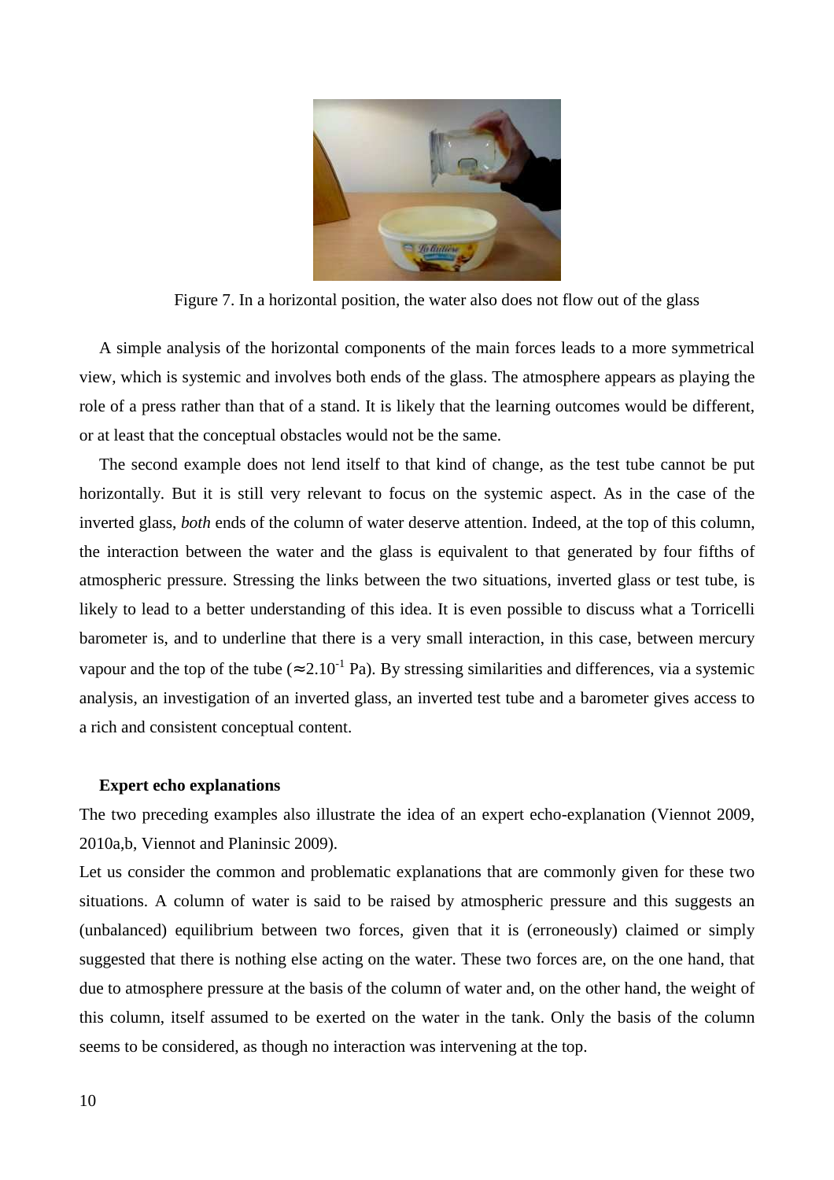Figure 7. In a horizontal position, the water also does not flow out of the glass

A simple analysis of the horizontal components of the main forces leads to a more symmetrical view, which is systemic and involves both ends of the glass. The atmosphere appears as playing the role of a press rather than that of a stand. It is likely that the learning outcomes would be different, or at least that the conceptual obstacles would not be the same.

The second example does not lend itself to that kind of change, as the test tube cannot be put horizontally. But it is still very relevant to focus on the systemic aspect. As in the case of the inverted glass, *both* ends of the column of water deserve attention. Indeed, at the top of this column, the interaction between the water and the glass is equivalent to that generated by four fifths of atmospheric pressure. Stressing the links between the two situations, inverted glass or test tube, is likely to lead to a better understanding of this idea. It is even possible to discuss what a Torricelli barometer is, and to underline that there is a very small interaction, in this case, between mercury vapour and the top of the tube ($\approx 2.10^{-1}$ Pa). By stressing similarities and differences, via a systemic analysis, an investigation of an inverted glass, an inverted test tube and a barometer gives access to a rich and consistent conceptual content.

**Expert echo explanations**

The two preceding examples also illustrate the idea of an expert echo-explanation (Viennot 2009, 2010a,b, Viennot and Planinsic 2009).

Let us consider the common and problematic explanations that are commonly given for these two situations. A column of water is said to be raised by atmospheric pressure and this suggests an (unbalanced) equilibrium between two forces, given that it is (erroneously) claimed or simply suggested that there is nothing else acting on the water. These two forces are, on the one hand, that due to atmosphere pressure at the basis of the column of water and, on the other hand, the weight of this column, itself assumed to be exerted on the water in the tank. Only the basis of the column seems to be considered, as though no interaction was intervening at the top.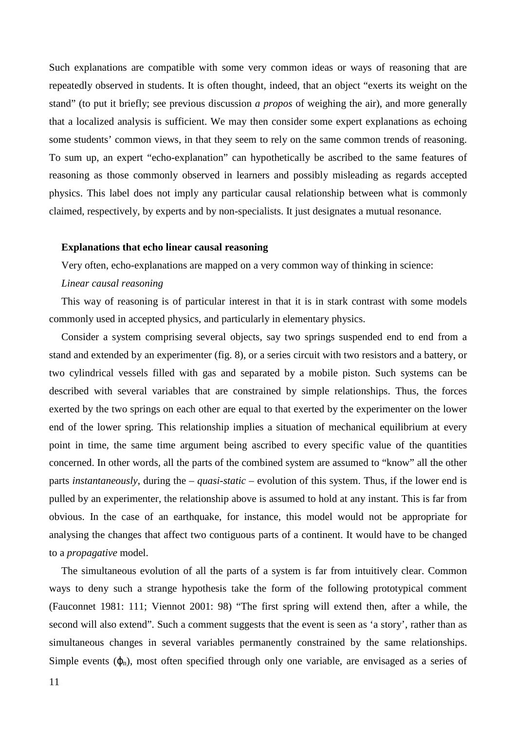Such explanations are compatible with some very common ideas or ways of reasoning that are repeatedly observed in students. It is often thought, indeed, that an object "exerts its weight on the stand" (to put it briefly; see previous discussion *a propos* of weighing the air), and more generally that a localized analysis is sufficient. We may then consider some expert explanations as echoing some students' common views, in that they seem to rely on the same common trends of reasoning. To sum up, an expert "echo-explanation" can hypothetically be ascribed to the same features of reasoning as those commonly observed in learners and possibly misleading as regards accepted physics. This label does not imply any particular causal relationship between what is commonly claimed, respectively, by experts and by non-specialists. It just designates a mutual resonance.

**Explanations that echo linear causal reasoning**

Very often, echo-explanations are mapped on a very common way of thinking in science:

*Linear causal reasoning*

This way of reasoning is of particular interest in that it is in stark contrast with some models commonly used in accepted physics, and particularly in elementary physics.

Consider a system comprising several objects, say two springs suspended end to end from a stand and extended by an experimenter (fig. 8), or a series circuit with two resistors and a battery, or two cylindrical vessels filled with gas and separated by a mobile piston. Such systems can be described with several variables that are constrained by simple relationships. Thus, the forces exerted by the two springs on each other are equal to that exerted by the experimenter on the lower end of the lower spring. This relationship implies a situation of mechanical equilibrium at every point in time, the same time argument being ascribed to every specific value of the quantities concerned. In other words, all the parts of the combined system are assumed to "know" all the other parts *instantaneously*, during the – *quasi-static* – evolution of this system. Thus, if the lower end is pulled by an experimenter, the relationship above is assumed to hold at any instant. This is far from obvious. In the case of an earthquake, for instance, this model would not be appropriate for analysing the changes that affect two contiguous parts of a continent. It would have to be changed to a *propagative* model.

The simultaneous evolution of all the parts of a system is far from intuitively clear. Common ways to deny such a strange hypothesis take the form of the following prototypical comment (Fauconnet 1981: 111; Viennot 2001: 98) "The first spring will extend then, after a while, the second will also extend". Such a comment suggests that the event is seen as 'a story', rather than as simultaneous changes in several variables permanently constrained by the same relationships. Simple events ($\varphi_n$), most often specified through only one variable, are envisaged as a series of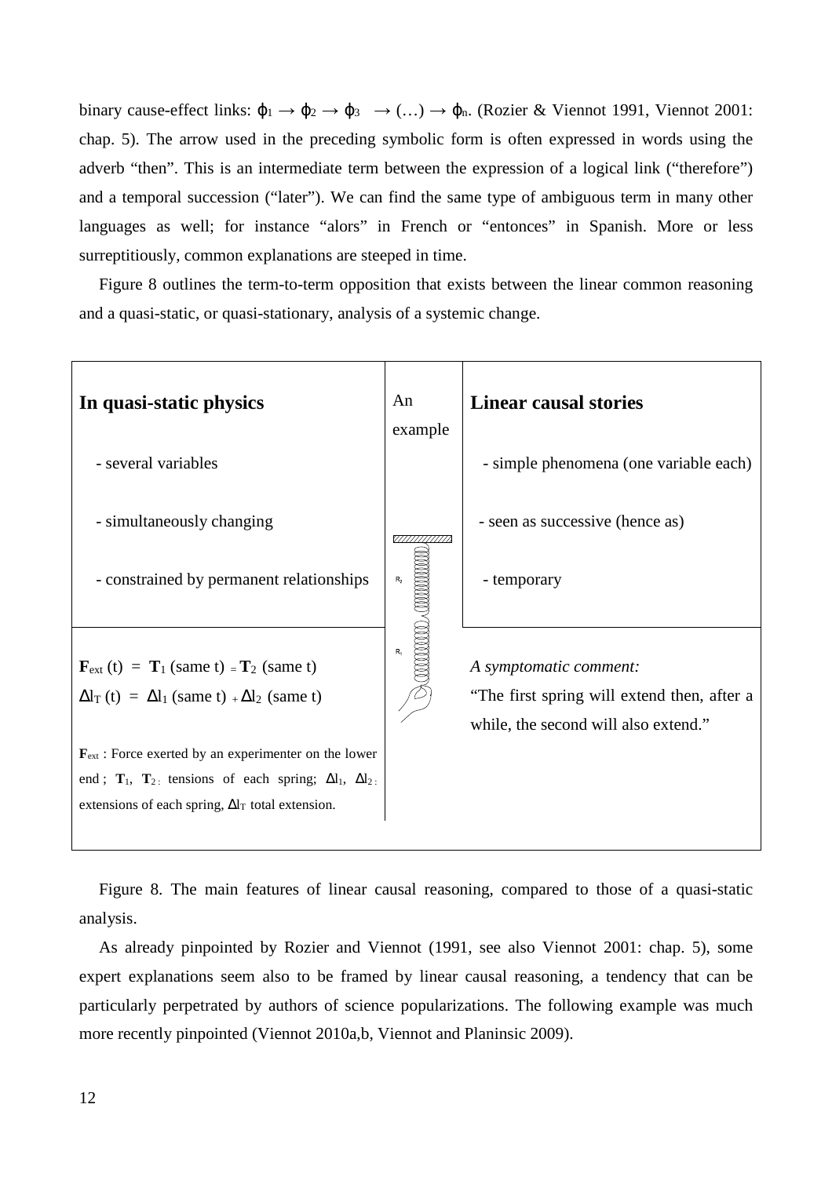binary cause-effect links: $\varphi_1 \rightarrow \varphi_2 \rightarrow \varphi_3 \rightarrow (\ldots) \rightarrow \varphi_n$. (Rozier & Viennot 1991, Viennot 2001: chap. 5). The arrow used in the preceding symbolic form is often expressed in words using the adverb "then". This is an intermediate term between the expression of a logical link ("therefore") and a temporal succession ("later"). We can find the same type of ambiguous term in many other languages as well; for instance "alors" in French or "entonces" in Spanish. More or less surreptitiously, common explanations are steeped in time.

Figure 8 outlines the term-to-term opposition that exists between the linear common reasoning and a quasi-static, or quasi-stationary, analysis of a systemic change.

| **In quasi-static physics** | An example | **Linear causal stories** |
|---|---|---|
| - several variables<br>- simultaneously changing<br>- constrained by permanent relationships | $R_2$<br>$R_1$ | - simple phenomena (one variable each)<br>- seen as successive (hence as)<br>- temporary |
| $\mathbf{F}_{ext}$ (t) = $\mathbf{T}_1$ (same t) = $\mathbf{T}_2$ (same t)<br>$\Delta l_T$ (t) = $\Delta l_1$ (same t) + $\Delta l_2$ (same t)<br><br>$\mathbf{F}_{ext}$ : Force exerted by an experimenter on the lower end ; $\mathbf{T}_1$, $\mathbf{T}_2$ : tensions of each spring; $\Delta l_1$, $\Delta l_2$ : extensions of each spring, $\Delta l_T$ total extension. | | *A symptomatic comment:*<br>"The first spring will extend then, after a while, the second will also extend." |

Figure 8. The main features of linear causal reasoning, compared to those of a quasi-static analysis.

As already pinpointed by Rozier and Viennot (1991, see also Viennot 2001: chap. 5), some expert explanations seem also to be framed by linear causal reasoning, a tendency that can be particularly perpetrated by authors of science popularizations. The following example was much more recently pinpointed (Viennot 2010a,b, Viennot and Planinsic 2009).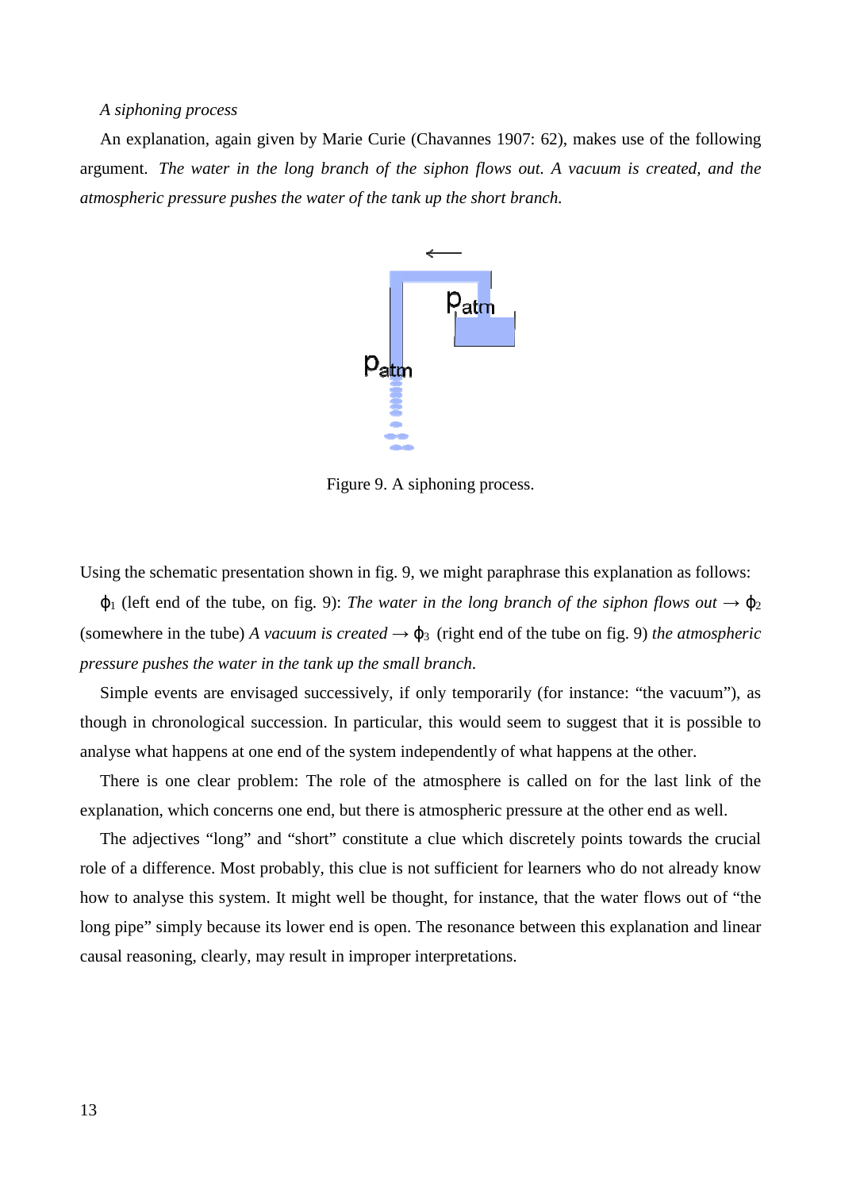*A siphoning process*

An explanation, again given by Marie Curie (Chavannes 1907: 62), makes use of the following argument. *The water in the long branch of the siphon flows out. A vacuum is created, and the atmospheric pressure pushes the water of the tank up the short branch.*

Figure 9. A siphoning process.

Using the schematic presentation shown in fig. 9, we might paraphrase this explanation as follows:

$\varphi_1$ (left end of the tube, on fig. 9): *The water in the long branch of the siphon flows out* $\rightarrow$ $\varphi_2$ (somewhere in the tube) *A vacuum is created* $\rightarrow$ $\varphi_3$ (right end of the tube on fig. 9) *the atmospheric pressure pushes the water in the tank up the small branch*.

Simple events are envisaged successively, if only temporarily (for instance: "the vacuum"), as though in chronological succession. In particular, this would seem to suggest that it is possible to analyse what happens at one end of the system independently of what happens at the other.

There is one clear problem: The role of the atmosphere is called on for the last link of the explanation, which concerns one end, but there is atmospheric pressure at the other end as well.

The adjectives "long" and "short" constitute a clue which discretely points towards the crucial role of a difference. Most probably, this clue is not sufficient for learners who do not already know how to analyse this system. It might well be thought, for instance, that the water flows out of "the long pipe" simply because its lower end is open. The resonance between this explanation and linear causal reasoning, clearly, may result in improper interpretations.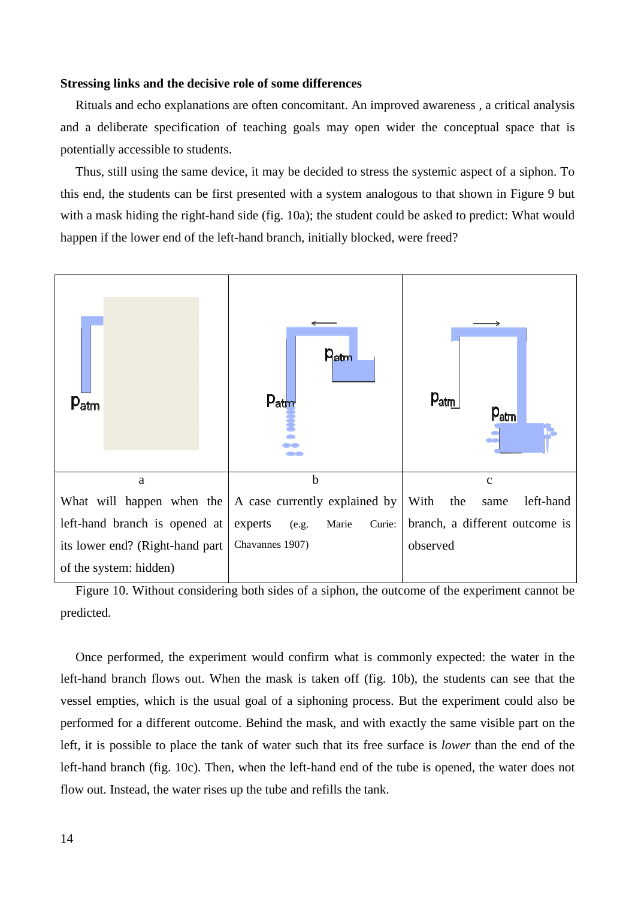**Stressing links and the decisive role of some differences**

Rituals and echo explanations are often concomitant. An improved awareness , a critical analysis and a deliberate specification of teaching goals may open wider the conceptual space that is potentially accessible to students.

Thus, still using the same device, it may be decided to stress the systemic aspect of a siphon. To this end, the students can be first presented with a system analogous to that shown in Figure 9 but with a mask hiding the right-hand side (fig. 10a); the student could be asked to predict: What would happen if the lower end of the left-hand branch, initially blocked, were freed?

| a | b | c |
| --- | --- | --- |
| What will happen when the left-hand branch is opened at its lower end? (Right-hand part of the system: hidden) | A case currently explained by experts (e.g. Marie Curie: Chavannes 1907) | With the same left-hand branch, a different outcome is observed |

Figure 10. Without considering both sides of a siphon, the outcome of the experiment cannot be predicted.

Once performed, the experiment would confirm what is commonly expected: the water in the left-hand branch flows out. When the mask is taken off (fig. 10b), the students can see that the vessel empties, which is the usual goal of a siphoning process. But the experiment could also be performed for a different outcome. Behind the mask, and with exactly the same visible part on the left, it is possible to place the tank of water such that its free surface is *lower* than the end of the left-hand branch (fig. 10c). Then, when the left-hand end of the tube is opened, the water does not flow out. Instead, the water rises up the tube and refills the tank.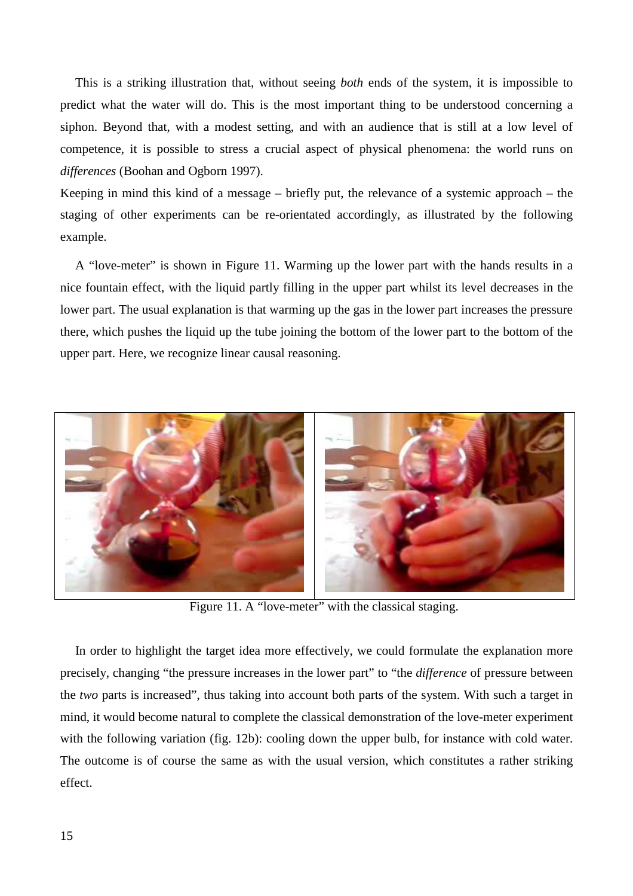This is a striking illustration that, without seeing *both* ends of the system, it is impossible to predict what the water will do. This is the most important thing to be understood concerning a siphon. Beyond that, with a modest setting, and with an audience that is still at a low level of competence, it is possible to stress a crucial aspect of physical phenomena: the world runs on *differences* (Boohan and Ogborn 1997).

Keeping in mind this kind of a message – briefly put, the relevance of a systemic approach – the staging of other experiments can be re-orientated accordingly, as illustrated by the following example.

A "love-meter" is shown in Figure 11. Warming up the lower part with the hands results in a nice fountain effect, with the liquid partly filling in the upper part whilst its level decreases in the lower part. The usual explanation is that warming up the gas in the lower part increases the pressure there, which pushes the liquid up the tube joining the bottom of the lower part to the bottom of the upper part. Here, we recognize linear causal reasoning.

Figure 11. A "love-meter" with the classical staging.

In order to highlight the target idea more effectively, we could formulate the explanation more precisely, changing "the pressure increases in the lower part" to "the *difference* of pressure between the *two* parts is increased", thus taking into account both parts of the system. With such a target in mind, it would become natural to complete the classical demonstration of the love-meter experiment with the following variation (fig. 12b): cooling down the upper bulb, for instance with cold water. The outcome is of course the same as with the usual version, which constitutes a rather striking effect.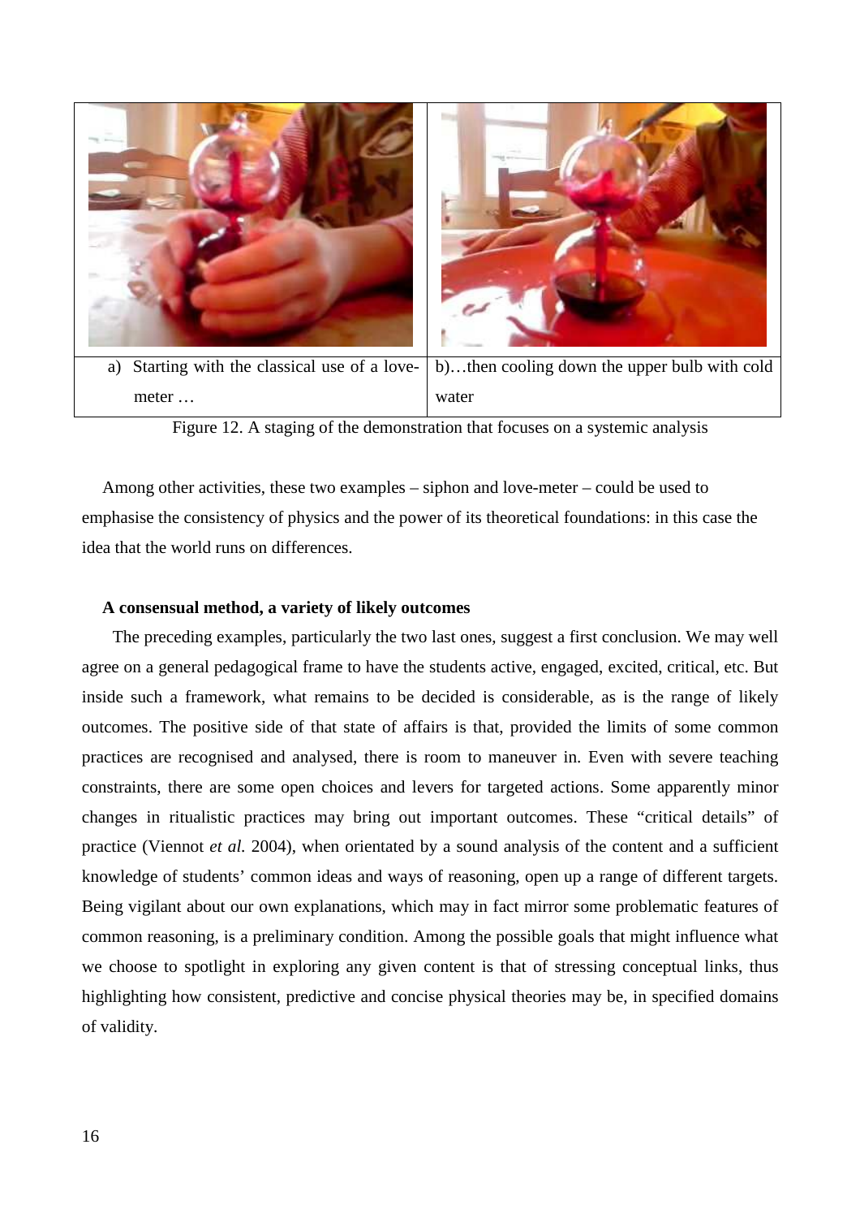| a) Starting with the classical use of a love-meter … | b)…then cooling down the upper bulb with cold water |
|---|---|

Figure 12. A staging of the demonstration that focuses on a systemic analysis

Among other activities, these two examples – siphon and love-meter – could be used to emphasise the consistency of physics and the power of its theoretical foundations: in this case the idea that the world runs on differences.

**A consensual method, a variety of likely outcomes**

The preceding examples, particularly the two last ones, suggest a first conclusion. We may well agree on a general pedagogical frame to have the students active, engaged, excited, critical, etc. But inside such a framework, what remains to be decided is considerable, as is the range of likely outcomes. The positive side of that state of affairs is that, provided the limits of some common practices are recognised and analysed, there is room to maneuver in. Even with severe teaching constraints, there are some open choices and levers for targeted actions. Some apparently minor changes in ritualistic practices may bring out important outcomes. These "critical details" of practice (Viennot *et al.* 2004), when orientated by a sound analysis of the content and a sufficient knowledge of students' common ideas and ways of reasoning, open up a range of different targets. Being vigilant about our own explanations, which may in fact mirror some problematic features of common reasoning, is a preliminary condition. Among the possible goals that might influence what we choose to spotlight in exploring any given content is that of stressing conceptual links, thus highlighting how consistent, predictive and concise physical theories may be, in specified domains of validity.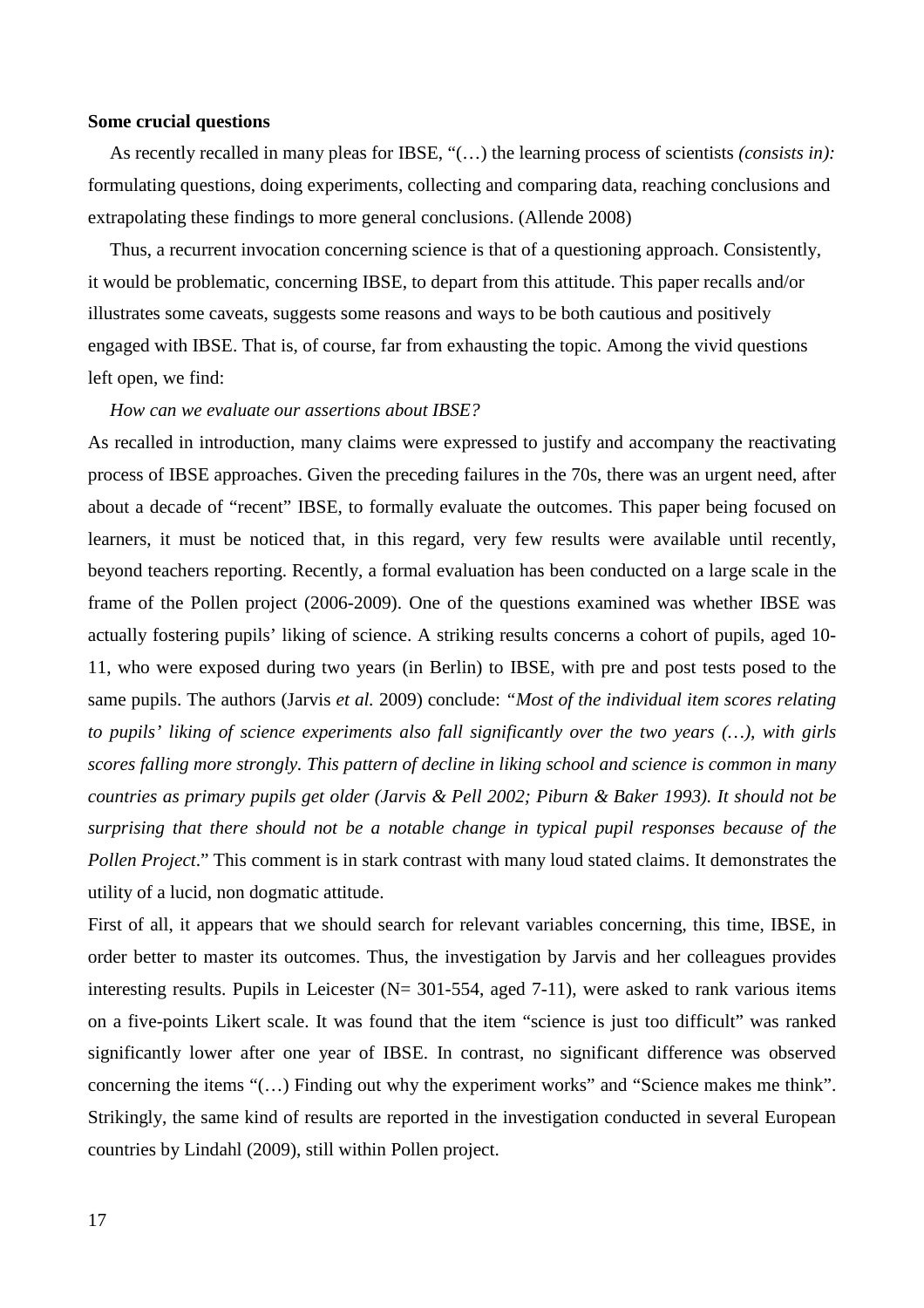**Some crucial questions**

As recently recalled in many pleas for IBSE, "(…) the learning process of scientists *(consists in):* formulating questions, doing experiments, collecting and comparing data, reaching conclusions and extrapolating these findings to more general conclusions. (Allende 2008)

Thus, a recurrent invocation concerning science is that of a questioning approach. Consistently, it would be problematic, concerning IBSE, to depart from this attitude. This paper recalls and/or illustrates some caveats, suggests some reasons and ways to be both cautious and positively engaged with IBSE. That is, of course, far from exhausting the topic. Among the vivid questions left open, we find:

*How can we evaluate our assertions about IBSE?*

As recalled in introduction, many claims were expressed to justify and accompany the reactivating process of IBSE approaches. Given the preceding failures in the 70s, there was an urgent need, after about a decade of "recent" IBSE, to formally evaluate the outcomes. This paper being focused on learners, it must be noticed that, in this regard, very few results were available until recently, beyond teachers reporting. Recently, a formal evaluation has been conducted on a large scale in the frame of the Pollen project (2006-2009). One of the questions examined was whether IBSE was actually fostering pupils' liking of science. A striking results concerns a cohort of pupils, aged 10-11, who were exposed during two years (in Berlin) to IBSE, with pre and post tests posed to the same pupils. The authors (Jarvis *et al.* 2009) conclude: *"Most of the individual item scores relating to pupils' liking of science experiments also fall significantly over the two years (…), with girls scores falling more strongly. This pattern of decline in liking school and science is common in many countries as primary pupils get older (Jarvis & Pell 2002; Piburn & Baker 1993). It should not be surprising that there should not be a notable change in typical pupil responses because of the Pollen Project*." This comment is in stark contrast with many loud stated claims. It demonstrates the utility of a lucid, non dogmatic attitude.

First of all, it appears that we should search for relevant variables concerning, this time, IBSE, in order better to master its outcomes. Thus, the investigation by Jarvis and her colleagues provides interesting results. Pupils in Leicester (N= 301-554, aged 7-11), were asked to rank various items on a five-points Likert scale. It was found that the item "science is just too difficult" was ranked significantly lower after one year of IBSE. In contrast, no significant difference was observed concerning the items "(…) Finding out why the experiment works" and "Science makes me think". Strikingly, the same kind of results are reported in the investigation conducted in several European countries by Lindahl (2009), still within Pollen project.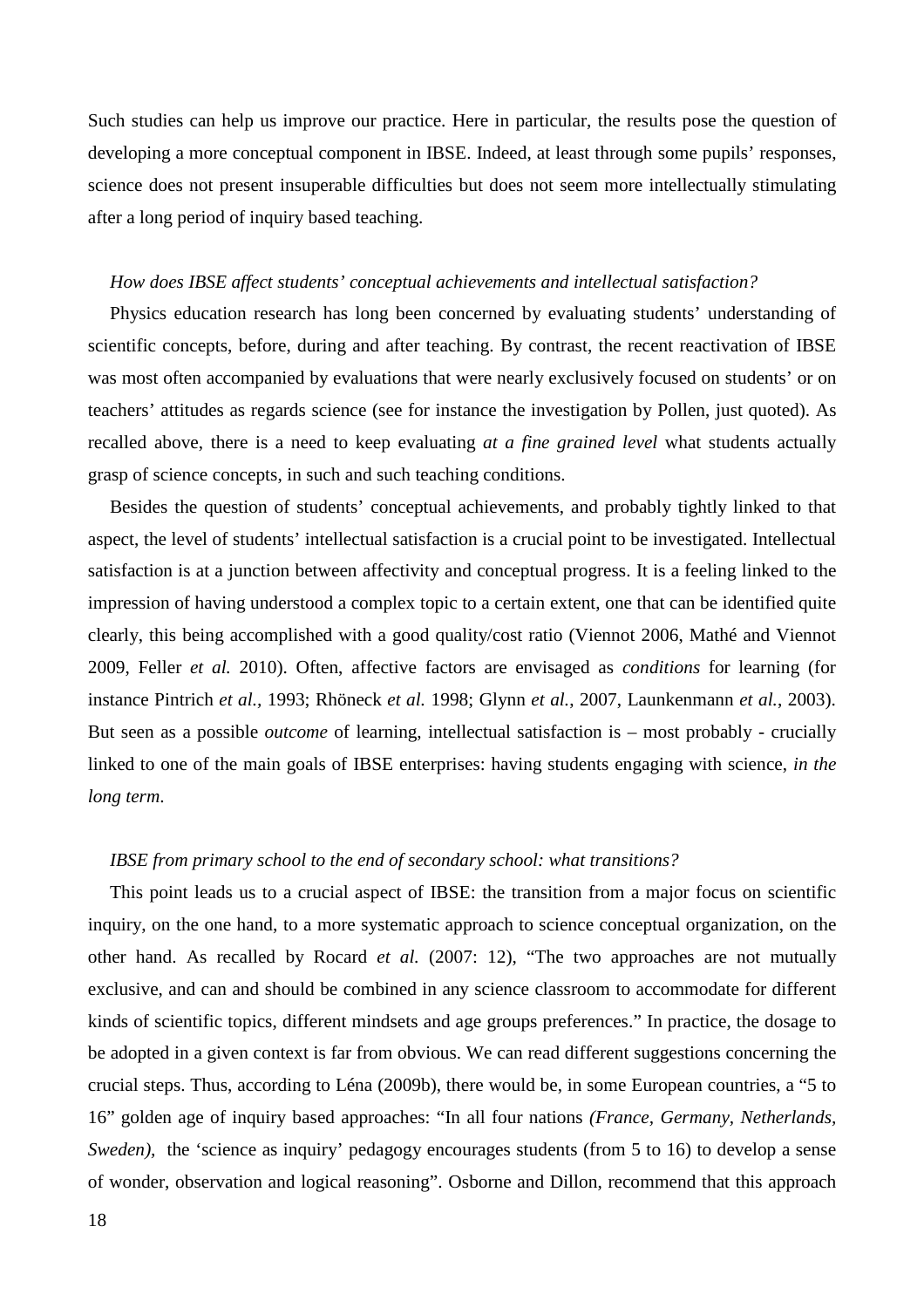Such studies can help us improve our practice. Here in particular, the results pose the question of developing a more conceptual component in IBSE. Indeed, at least through some pupils' responses, science does not present insuperable difficulties but does not seem more intellectually stimulating after a long period of inquiry based teaching.

*How does IBSE affect students' conceptual achievements and intellectual satisfaction?*

Physics education research has long been concerned by evaluating students' understanding of scientific concepts, before, during and after teaching. By contrast, the recent reactivation of IBSE was most often accompanied by evaluations that were nearly exclusively focused on students' or on teachers' attitudes as regards science (see for instance the investigation by Pollen, just quoted). As recalled above, there is a need to keep evaluating *at a fine grained level* what students actually grasp of science concepts, in such and such teaching conditions.

Besides the question of students' conceptual achievements, and probably tightly linked to that aspect, the level of students' intellectual satisfaction is a crucial point to be investigated. Intellectual satisfaction is at a junction between affectivity and conceptual progress. It is a feeling linked to the impression of having understood a complex topic to a certain extent, one that can be identified quite clearly, this being accomplished with a good quality/cost ratio (Viennot 2006, Mathé and Viennot 2009, Feller *et al.* 2010). Often, affective factors are envisaged as *conditions* for learning (for instance Pintrich *et al.*, 1993; Rhöneck *et al.* 1998; Glynn *et al.*, 2007, Launkenmann *et al.*, 2003). But seen as a possible *outcome* of learning, intellectual satisfaction is – most probably - crucially linked to one of the main goals of IBSE enterprises: having students engaging with science, *in the long term*.

*IBSE from primary school to the end of secondary school: what transitions?*

This point leads us to a crucial aspect of IBSE: the transition from a major focus on scientific inquiry, on the one hand, to a more systematic approach to science conceptual organization, on the other hand. As recalled by Rocard *et al.* (2007: 12), "The two approaches are not mutually exclusive, and can and should be combined in any science classroom to accommodate for different kinds of scientific topics, different mindsets and age groups preferences." In practice, the dosage to be adopted in a given context is far from obvious. We can read different suggestions concerning the crucial steps. Thus, according to Léna (2009b), there would be, in some European countries, a "5 to 16" golden age of inquiry based approaches: "In all four nations *(France, Germany, Netherlands, Sweden),* the 'science as inquiry' pedagogy encourages students (from 5 to 16) to develop a sense of wonder, observation and logical reasoning". Osborne and Dillon, recommend that this approach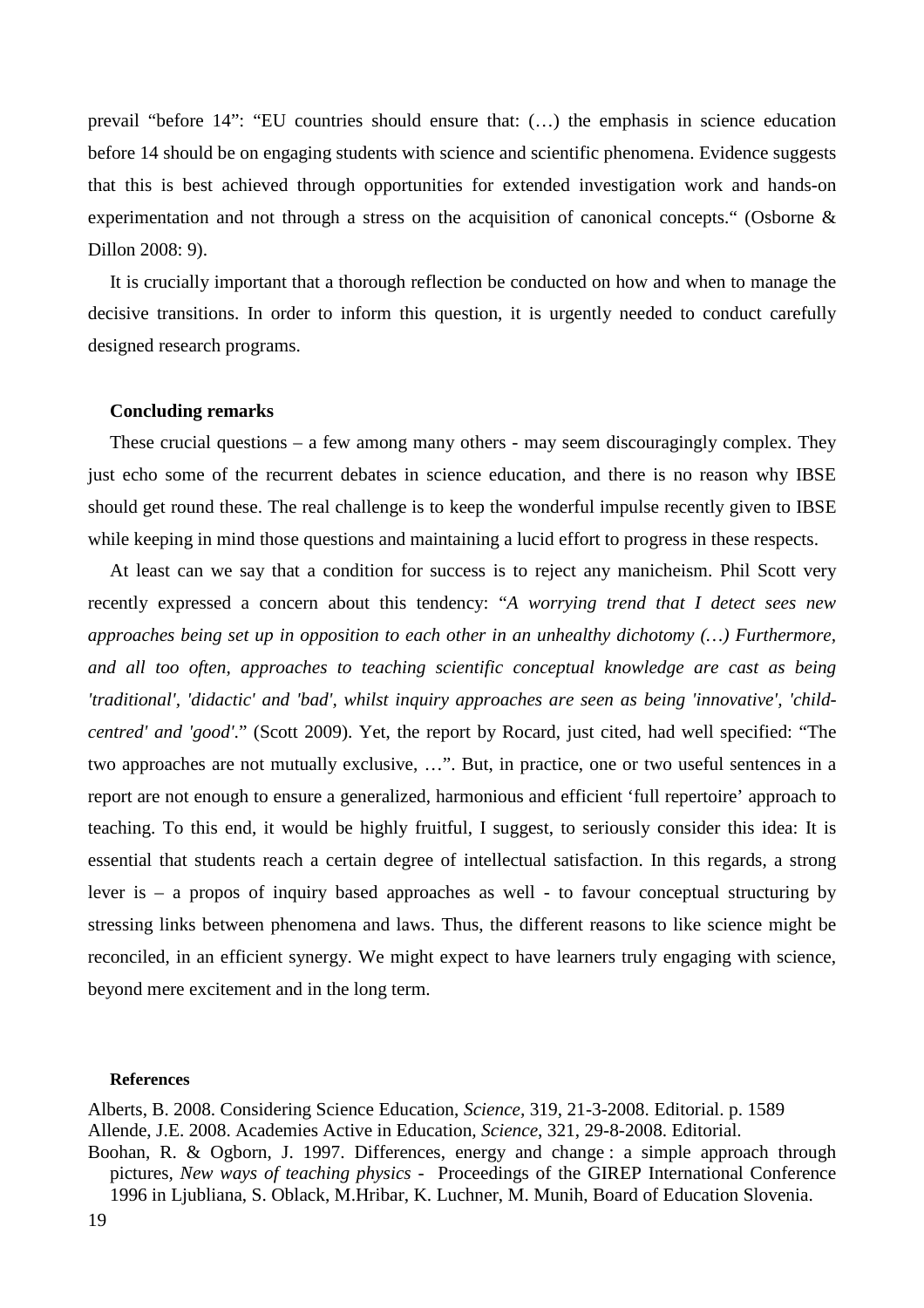prevail “before 14”: “EU countries should ensure that: (…) the emphasis in science education before 14 should be on engaging students with science and scientific phenomena. Evidence suggests that this is best achieved through opportunities for extended investigation work and hands-on experimentation and not through a stress on the acquisition of canonical concepts.“ (Osborne & Dillon 2008: 9).

It is crucially important that a thorough reflection be conducted on how and when to manage the decisive transitions. In order to inform this question, it is urgently needed to conduct carefully designed research programs.

## Concluding remarks

These crucial questions – a few among many others - may seem discouragingly complex. They just echo some of the recurrent debates in science education, and there is no reason why IBSE should get round these. The real challenge is to keep the wonderful impulse recently given to IBSE while keeping in mind those questions and maintaining a lucid effort to progress in these respects.

At least can we say that a condition for success is to reject any manicheism. Phil Scott very recently expressed a concern about this tendency: “*A worrying trend that I detect sees new approaches being set up in opposition to each other in an unhealthy dichotomy (…) Furthermore, and all too often, approaches to teaching scientific conceptual knowledge are cast as being 'traditional', 'didactic' and 'bad', whilst inquiry approaches are seen as being 'innovative', 'child-centred' and 'good'*.” (Scott 2009). Yet, the report by Rocard, just cited, had well specified: “The two approaches are not mutually exclusive, …”. But, in practice, one or two useful sentences in a report are not enough to ensure a generalized, harmonious and efficient ‘full repertoire’ approach to teaching. To this end, it would be highly fruitful, I suggest, to seriously consider this idea: It is essential that students reach a certain degree of intellectual satisfaction. In this regards, a strong lever is – a propos of inquiry based approaches as well - to favour conceptual structuring by stressing links between phenomena and laws. Thus, the different reasons to like science might be reconciled, in an efficient synergy. We might expect to have learners truly engaging with science, beyond mere excitement and in the long term.

### References

Alberts, B. 2008. Considering Science Education, *Science*, 319, 21-3-2008. Editorial. p. 1589

Allende, J.E. 2008. Academies Active in Education, *Science*, 321, 29-8-2008. Editorial.

Boohan, R. & Ogborn, J. 1997. Differences, energy and change : a simple approach through pictures, *New ways of teaching physics* - Proceedings of the GIREP International Conference 1996 in Ljubliana, S. Oblack, M.Hribar, K. Luchner, M. Munih, Board of Education Slovenia.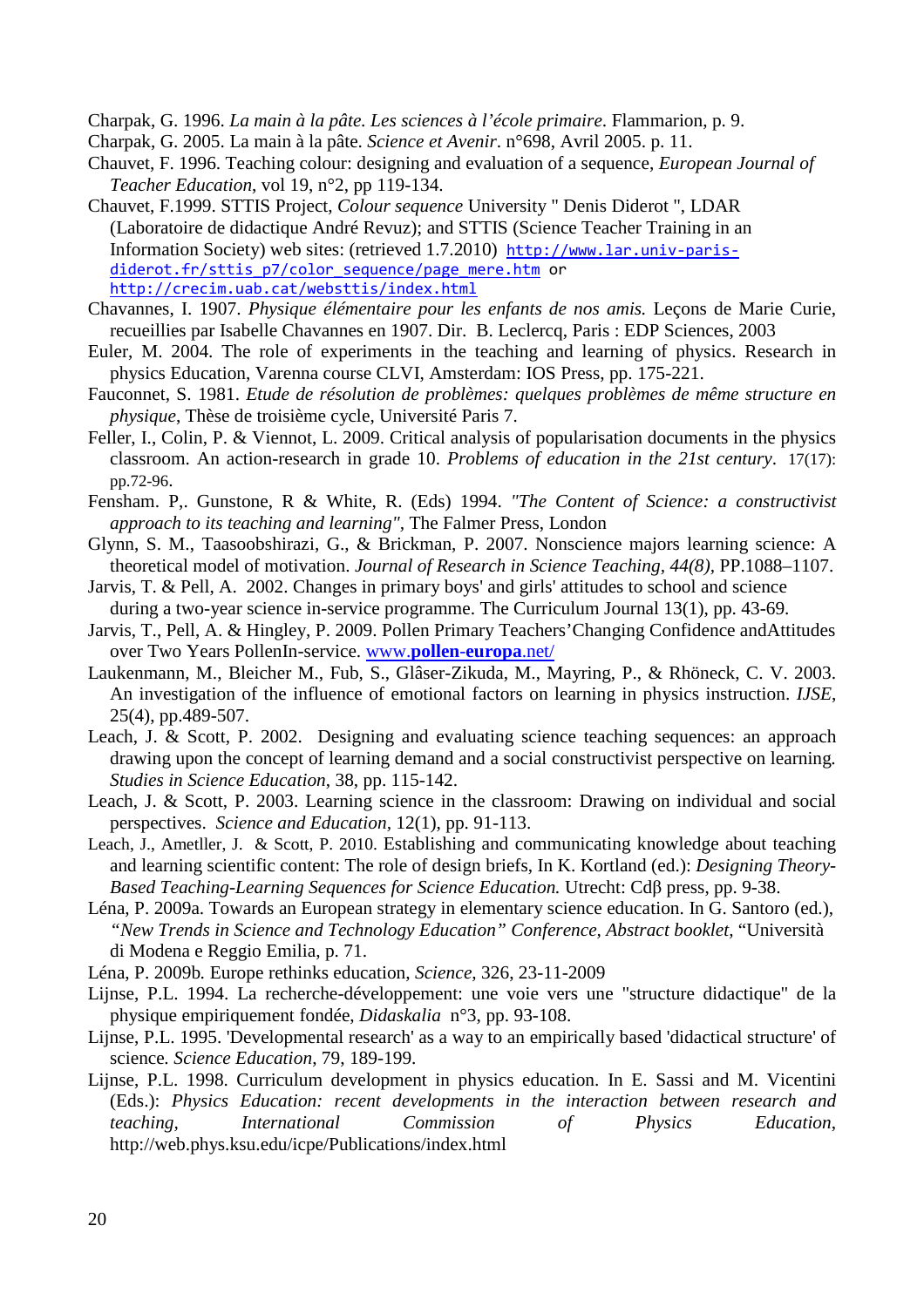Charpak, G. 1996. *La main à la pâte. Les sciences à l'école primaire*. Flammarion, p. 9.

Charpak, G. 2005. La main à la pâte. *Science et Avenir*. n°698, Avril 2005. p. 11.

Chauvet, F. 1996. Teaching colour: designing and evaluation of a sequence, *European Journal of Teacher Education*, vol 19, n°2, pp 119-134.

Chauvet, F.1999. STTIS Project, *Colour sequence* University " Denis Diderot ", LDAR (Laboratoire de didactique André Revuz); and STTIS (Science Teacher Training in an Information Society) web sites: (retrieved 1.7.2010) http://www.lar.univ-paris-diderot.fr/sttis_p7/color_sequence/page_mere.htm or http://crecim.uab.cat/websttis/index.html

Chavannes, I. 1907. *Physique élémentaire pour les enfants de nos amis.* Leçons de Marie Curie, recueillies par Isabelle Chavannes en 1907. Dir. B. Leclercq, Paris : EDP Sciences, 2003

Euler, M. 2004. The role of experiments in the teaching and learning of physics. Research in physics Education, Varenna course CLVI, Amsterdam: IOS Press, pp. 175-221.

Fauconnet, S. 1981. *Etude de résolution de problèmes: quelques problèmes de même structure en physique*, Thèse de troisième cycle, Université Paris 7.

Feller, I., Colin, P. & Viennot, L. 2009. Critical analysis of popularisation documents in the physics classroom. An action-research in grade 10. *Problems of education in the 21st century*. 17(17): pp.72-96.

Fensham. P,. Gunstone, R & White, R. (Eds) 1994. *"The Content of Science: a constructivist approach to its teaching and learning"*, The Falmer Press, London

Glynn, S. M., Taasoobshirazi, G., & Brickman, P. 2007. Nonscience majors learning science: A theoretical model of motivation. *Journal of Research in Science Teaching, 44(8)*, PP.1088–1107.

Jarvis, T. & Pell, A. 2002. Changes in primary boys' and girls' attitudes to school and science during a two-year science in-service programme. The Curriculum Journal 13(1), pp. 43-69.

Jarvis, T., Pell, A. & Hingley, P. 2009. Pollen Primary Teachers'Changing Confidence andAttitudes over Two Years PollenIn-service. www.**pollen-europa**.net/

Laukenmann, M., Bleicher M., Fub, S., Glâser-Zikuda, M., Mayring, P., & Rhöneck, C. V. 2003. An investigation of the influence of emotional factors on learning in physics instruction. *IJSE*, 25(4), pp.489-507.

Leach, J. & Scott, P. 2002. Designing and evaluating science teaching sequences: an approach drawing upon the concept of learning demand and a social constructivist perspective on learning. *Studies in Science Education*, 38, pp. 115-142.

Leach, J. & Scott, P. 2003. Learning science in the classroom: Drawing on individual and social perspectives. *Science and Education*, 12(1), pp. 91-113.

Leach, J., Ametller, J. & Scott, P. 2010. Establishing and communicating knowledge about teaching and learning scientific content: The role of design briefs, In K. Kortland (ed.): *Designing Theory-Based Teaching-Learning Sequences for Science Education.* Utrecht: Cdβ press, pp. 9-38.

Léna, P. 2009a. Towards an European strategy in elementary science education. In G. Santoro (ed.), *"New Trends in Science and Technology Education" Conference, Abstract booklet*, "Università di Modena e Reggio Emilia, p. 71.

Léna, P. 2009b. Europe rethinks education, *Science*, 326, 23-11-2009

Lijnse, P.L. 1994. La recherche-développement: une voie vers une "structure didactique" de la physique empiriquement fondée, *Didaskalia* n°3, pp. 93-108.

Lijnse, P.L. 1995. 'Developmental research' as a way to an empirically based 'didactical structure' of science. *Science Education*, 79, 189-199.

Lijnse, P.L. 1998. Curriculum development in physics education. In E. Sassi and M. Vicentini (Eds.): *Physics Education: recent developments in the interaction between research and teaching*, *International Commission of Physics Education*, http://web.phys.ksu.edu/icpe/Publications/index.html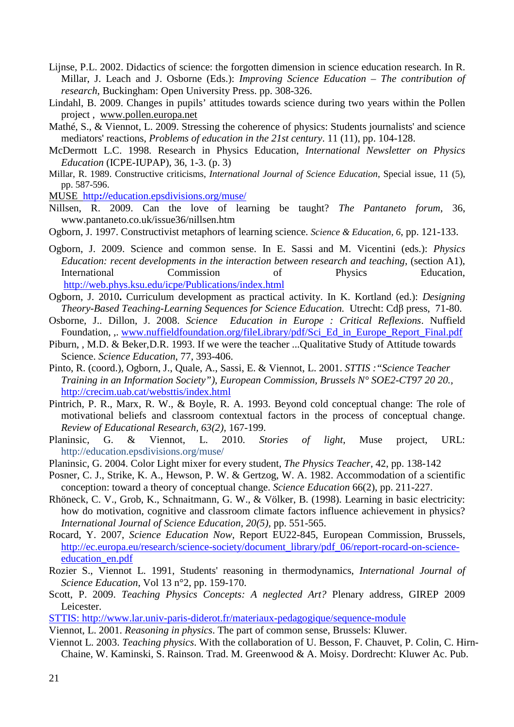Lijnse, P.L. 2002. Didactics of science: the forgotten dimension in science education research. In R. Millar, J. Leach and J. Osborne (Eds.): *Improving Science Education – The contribution of research*, Buckingham: Open University Press. pp. 308-326.

Lindahl, B. 2009. Changes in pupils' attitudes towards science during two years within the Pollen project , www.pollen.europa.net

Mathé, S., & Viennot, L. 2009. Stressing the coherence of physics: Students journalists' and science mediators' reactions, *Problems of education in the 21st century*. 11 (11), pp. 104-128.

McDermott L.C. 1998. Research in Physics Education, *International Newsletter on Physics Education* (ICPE-IUPAP), 36, 1-3. (p. 3)

Millar, R. 1989. Constructive criticisms, *International Journal of Science Education*, Special issue, 11 (5), pp. 587-596.

MUSE http://education.epsdivisions.org/muse/

Nillsen, R. 2009. Can the love of learning be taught? *The Pantaneto forum*, 36, www.pantaneto.co.uk/issue36/nillsen.htm

Ogborn, J. 1997. Constructivist metaphors of learning science. *Science & Education, 6*, pp. 121-133.

Ogborn, J. 2009. Science and common sense. In E. Sassi and M. Vicentini (eds.): *Physics Education: recent developments in the interaction between research and teaching*, (section A1), International Commission of Physics Education, http://web.phys.ksu.edu/icpe/Publications/index.html

Ogborn, J. 2010**.** Curriculum development as practical activity. In K. Kortland (ed.): *Designing Theory-Based Teaching-Learning Sequences for Science Education.* Utrecht: Cdβ press, 71-80.

Osborne, J.. Dillon, J. 2008. *Science Education in Europe : Critical Reflexions*. Nuffield Foundation, ,. www.nuffieldfoundation.org/fileLibrary/pdf/Sci_Ed_in_Europe_Report_Final.pdf

Piburn, , M.D. & Beker,D.R. 1993. If we were the teacher ...Qualitative Study of Attitude towards Science. *Science Education*, 77, 393-406.

Pinto, R. (coord.), Ogborn, J., Quale, A., Sassi, E. & Viennot, L. 2001. *STTIS :"Science Teacher Training in an Information Society"), European Commission, Brussels N° SOE2-CT97 20 20.,* http://crecim.uab.cat/websttis/index.html

Pintrich, P. R., Marx, R. W., & Boyle, R. A. 1993. Beyond cold conceptual change: The role of motivational beliefs and classroom contextual factors in the process of conceptual change. *Review of Educational Research, 63(2),* 167-199.

Planinsic, G. & Viennot, L. 2010. *Stories of light*, Muse project, URL: http://education.epsdivisions.org/muse/

Planinsic, G. 2004. Color Light mixer for every student, *The Physics Teacher*, 42, pp. 138-142

Posner, C. J., Strike, K. A., Hewson, P. W. & Gertzog, W. A. 1982. Accommodation of a scientific conception: toward a theory of conceptual change. *Science Education* 66(2), pp. 211-227.

Rhöneck, C. V., Grob, K., Schnaitmann, G. W., & Völker, B. (1998). Learning in basic electricity: how do motivation, cognitive and classroom climate factors influence achievement in physics? *International Journal of Science Education, 20(5),* pp. 551-565.

Rocard, Y. 2007, *Science Education Now*, Report EU22-845, European Commission, Brussels, http://ec.europa.eu/research/science-society/document_library/pdf_06/report-rocard-on-science-education_en.pdf

Rozier S., Viennot L. 1991, Students' reasoning in thermodynamics, *International Journal of Science Education*, Vol 13 n°2, pp. 159-170.

Scott, P. 2009. *Teaching Physics Concepts: A neglected Art?* Plenary address, GIREP 2009 Leicester.

STTIS: http://www.lar.univ-paris-diderot.fr/materiaux-pedagogique/sequence-module

Viennot, L. 2001. *Reasoning in physics*. The part of common sense, Brussels: Kluwer.

Viennot L. 2003. *Teaching physics*. With the collaboration of U. Besson, F. Chauvet, P. Colin, C. Hirn-Chaine, W. Kaminski, S. Rainson. Trad. M. Greenwood & A. Moisy. Dordrecht: Kluwer Ac. Pub.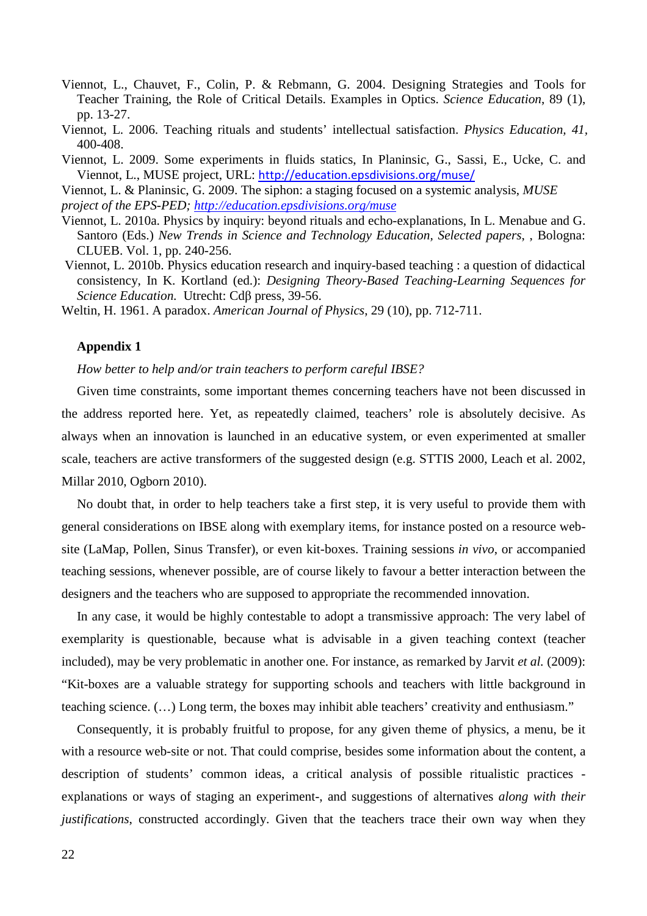Viennot, L., Chauvet, F., Colin, P. & Rebmann, G. 2004. Designing Strategies and Tools for Teacher Training, the Role of Critical Details. Examples in Optics. *Science Education*, 89 (1), pp. 13-27.

Viennot, L. 2006. Teaching rituals and students' intellectual satisfaction. *Physics Education, 41*, 400-408.

Viennot, L. 2009. Some experiments in fluids statics, In Planinsic, G., Sassi, E., Ucke, C. and Viennot, L., MUSE project, URL: http://education.epsdivisions.org/muse/

Viennot, L. & Planinsic, G. 2009. The siphon: a staging focused on a systemic analysis, *MUSE project of the EPS-PED; http://education.epsdivisions.org/muse*

Viennot, L. 2010a. Physics by inquiry: beyond rituals and echo-explanations, In L. Menabue and G. Santoro (Eds.) *New Trends in Science and Technology Education, Selected papers*, , Bologna: CLUEB. Vol. 1, pp. 240-256.

Viennot, L. 2010b. Physics education research and inquiry-based teaching : a question of didactical consistency, In K. Kortland (ed.): *Designing Theory-Based Teaching-Learning Sequences for Science Education.* Utrecht: Cdβ press, 39-56.

Weltin, H. 1961. A paradox. *American Journal of Physics*, 29 (10), pp. 712-711.

**Appendix 1**

*How better to help and/or train teachers to perform careful IBSE?*

Given time constraints, some important themes concerning teachers have not been discussed in the address reported here. Yet, as repeatedly claimed, teachers' role is absolutely decisive. As always when an innovation is launched in an educative system, or even experimented at smaller scale, teachers are active transformers of the suggested design (e.g. STTIS 2000, Leach et al. 2002, Millar 2010, Ogborn 2010).

No doubt that, in order to help teachers take a first step, it is very useful to provide them with general considerations on IBSE along with exemplary items, for instance posted on a resource web-site (LaMap, Pollen, Sinus Transfer), or even kit-boxes. Training sessions *in vivo*, or accompanied teaching sessions, whenever possible, are of course likely to favour a better interaction between the designers and the teachers who are supposed to appropriate the recommended innovation.

In any case, it would be highly contestable to adopt a transmissive approach: The very label of exemplarity is questionable, because what is advisable in a given teaching context (teacher included), may be very problematic in another one. For instance, as remarked by Jarvit *et al.* (2009): "Kit-boxes are a valuable strategy for supporting schools and teachers with little background in teaching science. (…) Long term, the boxes may inhibit able teachers' creativity and enthusiasm."

Consequently, it is probably fruitful to propose, for any given theme of physics, a menu, be it with a resource web-site or not. That could comprise, besides some information about the content, a description of students' common ideas, a critical analysis of possible ritualistic practices - explanations or ways of staging an experiment-, and suggestions of alternatives *along with their justifications*, constructed accordingly. Given that the teachers trace their own way when they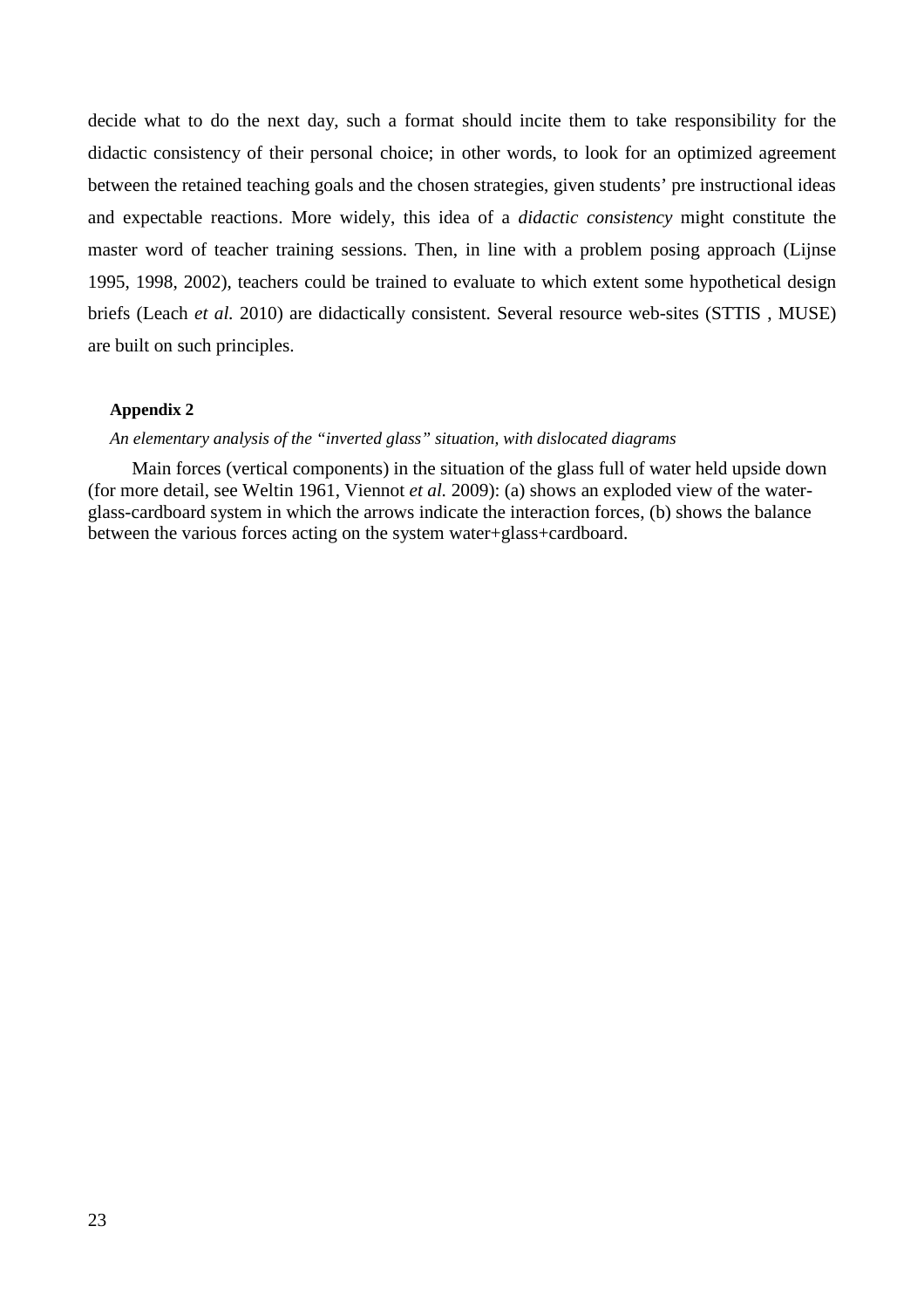decide what to do the next day, such a format should incite them to take responsibility for the didactic consistency of their personal choice; in other words, to look for an optimized agreement between the retained teaching goals and the chosen strategies, given students' pre instructional ideas and expectable reactions. More widely, this idea of a *didactic consistency* might constitute the master word of teacher training sessions. Then, in line with a problem posing approach (Lijnse 1995, 1998, 2002), teachers could be trained to evaluate to which extent some hypothetical design briefs (Leach *et al.* 2010) are didactically consistent. Several resource web-sites (STTIS , MUSE) are built on such principles.

**Appendix 2**

*An elementary analysis of the "inverted glass" situation, with dislocated diagrams*

Main forces (vertical components) in the situation of the glass full of water held upside down (for more detail, see Weltin 1961, Viennot *et al.* 2009): (a) shows an exploded view of the water-glass-cardboard system in which the arrows indicate the interaction forces, (b) shows the balance between the various forces acting on the system water+glass+cardboard.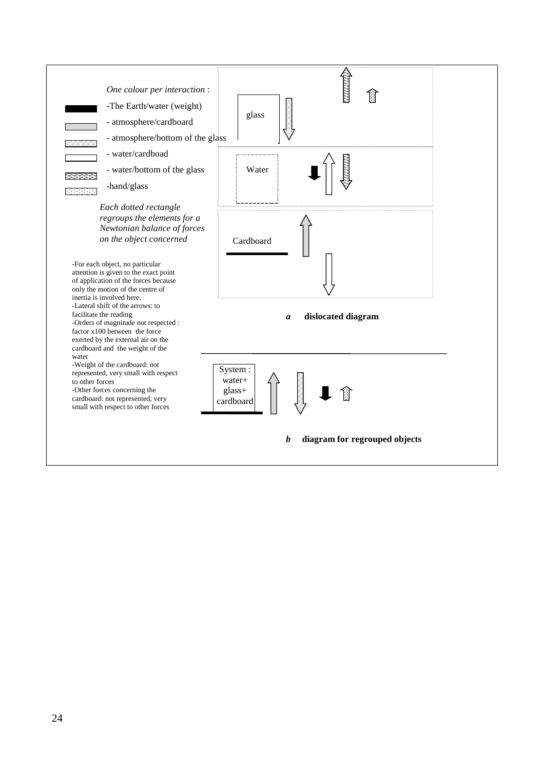*One colour per interaction* :

- -The Earth/water (weight)
- - atmosphere/cardboard
- - atmosphere/bottom of the glass
- - water/cardboad
- - water/bottom of the glass
- -hand/glass

*Each dotted rectangle regroups the elements for a Newtonian balance of forces on the object concerned*

-For each object, no particular attention is given to the exact point of application of the forces because only the motion of the centre of inertia is involved here.
-Lateral shift of the arrows: to facilitate the reading
-Orders of magnitude not respected : factor x100 between the force exerted by the external air on the cardboard and the weight of the water
-Weight of the cardboard: not represented, very small with respect to other forces
-Other forces concerning the cardboard: not represented, very small with respect to other forces

glass

Water

Cardboard

***a*** **dislocated diagram**

System : water+ glass+ cardboard

***b*** **diagram for regrouped objects**